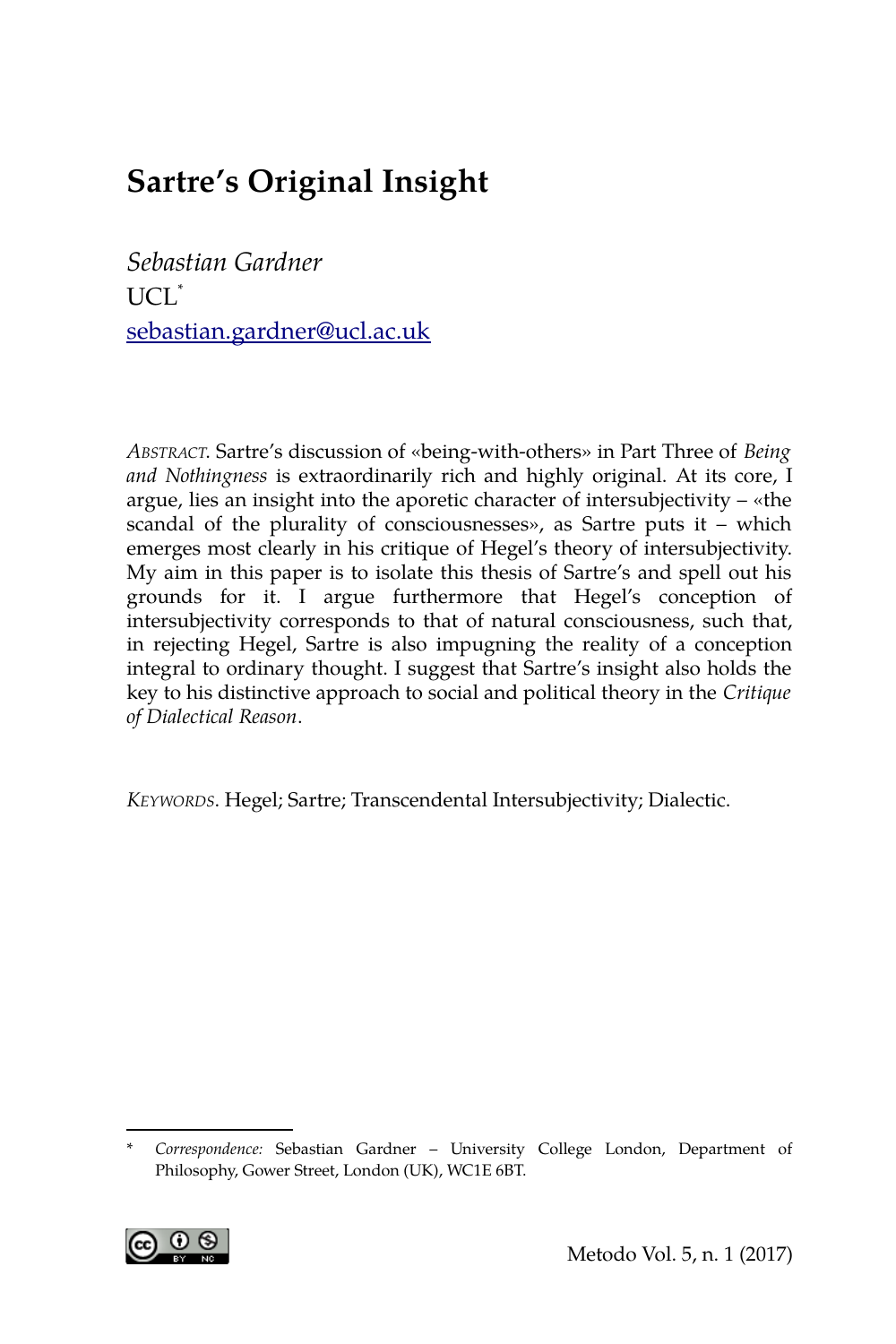# Sartre's Original Insight

*Sebastian Gardner*
UCL[*]
sebastian.gardner@ucl.ac.uk

*ABSTRACT*. Sartre's discussion of «being-with-others» in Part Three of *Being and Nothingness* is extraordinarily rich and highly original. At its core, I argue, lies an insight into the aporetic character of intersubjectivity – «the scandal of the plurality of consciousnesses», as Sartre puts it – which emerges most clearly in his critique of Hegel's theory of intersubjectivity. My aim in this paper is to isolate this thesis of Sartre's and spell out his grounds for it. I argue furthermore that Hegel's conception of intersubjectivity corresponds to that of natural consciousness, such that, in rejecting Hegel, Sartre is also impugning the reality of a conception integral to ordinary thought. I suggest that Sartre's insight also holds the key to his distinctive approach to social and political theory in the *Critique of Dialectical Reason*.

*KEYWORDS*. Hegel; Sartre; Transcendental Intersubjectivity; Dialectic.

---

[*] *Correspondence:* Sebastian Gardner – University College London, Department of Philosophy, Gower Street, London (UK), WC1E 6BT.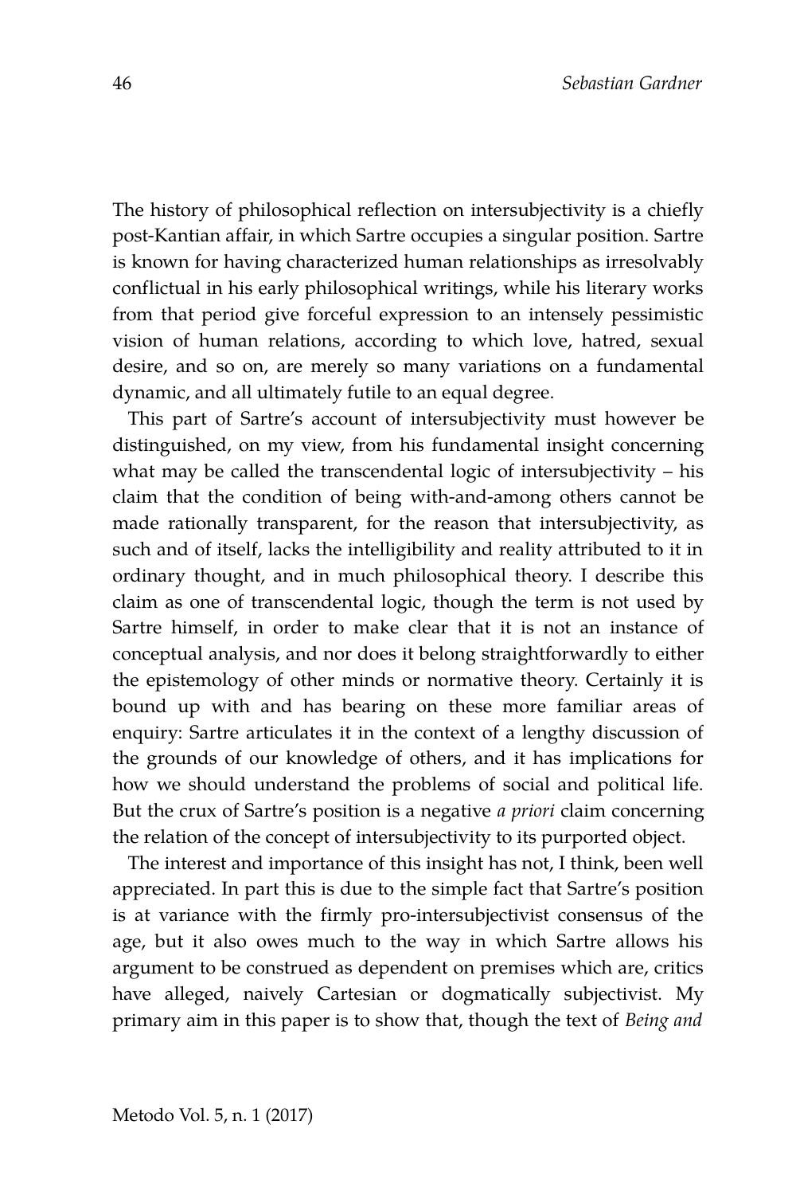The history of philosophical reflection on intersubjectivity is a chiefly post-Kantian affair, in which Sartre occupies a singular position. Sartre is known for having characterized human relationships as irresolvably conflictual in his early philosophical writings, while his literary works from that period give forceful expression to an intensely pessimistic vision of human relations, according to which love, hatred, sexual desire, and so on, are merely so many variations on a fundamental dynamic, and all ultimately futile to an equal degree.

This part of Sartre's account of intersubjectivity must however be distinguished, on my view, from his fundamental insight concerning what may be called the transcendental logic of intersubjectivity – his claim that the condition of being with-and-among others cannot be made rationally transparent, for the reason that intersubjectivity, as such and of itself, lacks the intelligibility and reality attributed to it in ordinary thought, and in much philosophical theory. I describe this claim as one of transcendental logic, though the term is not used by Sartre himself, in order to make clear that it is not an instance of conceptual analysis, and nor does it belong straightforwardly to either the epistemology of other minds or normative theory. Certainly it is bound up with and has bearing on these more familiar areas of enquiry: Sartre articulates it in the context of a lengthy discussion of the grounds of our knowledge of others, and it has implications for how we should understand the problems of social and political life. But the crux of Sartre's position is a negative *a priori* claim concerning the relation of the concept of intersubjectivity to its purported object.

The interest and importance of this insight has not, I think, been well appreciated. In part this is due to the simple fact that Sartre's position is at variance with the firmly pro-intersubjectivist consensus of the age, but it also owes much to the way in which Sartre allows his argument to be construed as dependent on premises which are, critics have alleged, naively Cartesian or dogmatically subjectivist. My primary aim in this paper is to show that, though the text of *Being and*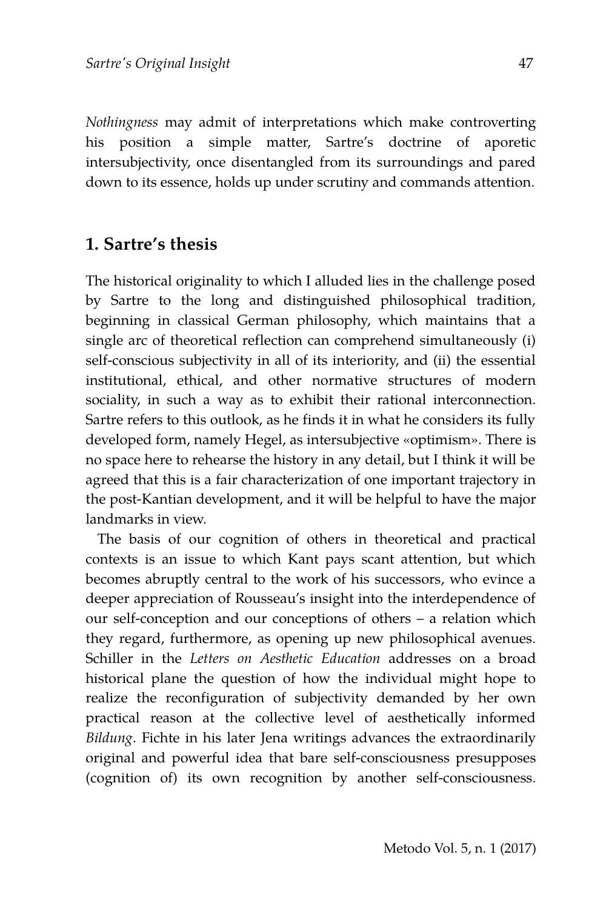*Nothingness* may admit of interpretations which make controverting his position a simple matter, Sartre's doctrine of aporetic intersubjectivity, once disentangled from its surroundings and pared down to its essence, holds up under scrutiny and commands attention.

## 1. Sartre's thesis

The historical originality to which I alluded lies in the challenge posed by Sartre to the long and distinguished philosophical tradition, beginning in classical German philosophy, which maintains that a single arc of theoretical reflection can comprehend simultaneously (i) self-conscious subjectivity in all of its interiority, and (ii) the essential institutional, ethical, and other normative structures of modern sociality, in such a way as to exhibit their rational interconnection. Sartre refers to this outlook, as he finds it in what he considers its fully developed form, namely Hegel, as intersubjective «optimism». There is no space here to rehearse the history in any detail, but I think it will be agreed that this is a fair characterization of one important trajectory in the post-Kantian development, and it will be helpful to have the major landmarks in view.

The basis of our cognition of others in theoretical and practical contexts is an issue to which Kant pays scant attention, but which becomes abruptly central to the work of his successors, who evince a deeper appreciation of Rousseau's insight into the interdependence of our self-conception and our conceptions of others – a relation which they regard, furthermore, as opening up new philosophical avenues. Schiller in the *Letters on Aesthetic Education* addresses on a broad historical plane the question of how the individual might hope to realize the reconfiguration of subjectivity demanded by her own practical reason at the collective level of aesthetically informed *Bildung*. Fichte in his later Jena writings advances the extraordinarily original and powerful idea that bare self-consciousness presupposes (cognition of) its own recognition by another self-consciousness.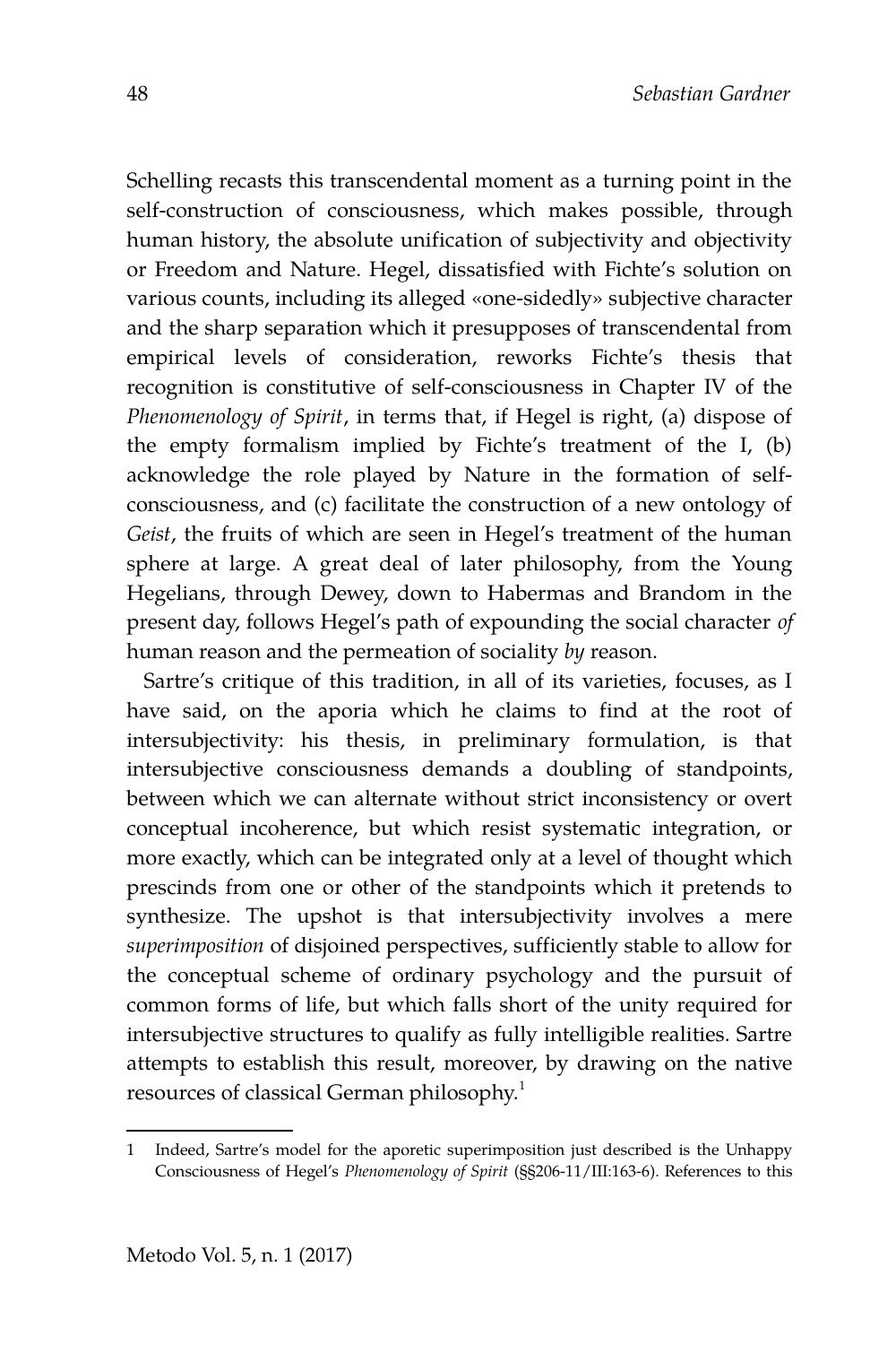Schelling recasts this transcendental moment as a turning point in the self-construction of consciousness, which makes possible, through human history, the absolute unification of subjectivity and objectivity or Freedom and Nature. Hegel, dissatisfied with Fichte's solution on various counts, including its alleged «one-sidedly» subjective character and the sharp separation which it presupposes of transcendental from empirical levels of consideration, reworks Fichte's thesis that recognition is constitutive of self-consciousness in Chapter IV of the *Phenomenology of Spirit*, in terms that, if Hegel is right, (a) dispose of the empty formalism implied by Fichte's treatment of the I, (b) acknowledge the role played by Nature in the formation of self-consciousness, and (c) facilitate the construction of a new ontology of *Geist*, the fruits of which are seen in Hegel's treatment of the human sphere at large. A great deal of later philosophy, from the Young Hegelians, through Dewey, down to Habermas and Brandom in the present day, follows Hegel's path of expounding the social character *of* human reason and the permeation of sociality *by* reason.

Sartre's critique of this tradition, in all of its varieties, focuses, as I have said, on the aporia which he claims to find at the root of intersubjectivity: his thesis, in preliminary formulation, is that intersubjective consciousness demands a doubling of standpoints, between which we can alternate without strict inconsistency or overt conceptual incoherence, but which resist systematic integration, or more exactly, which can be integrated only at a level of thought which prescinds from one or other of the standpoints which it pretends to synthesize. The upshot is that intersubjectivity involves a mere *superimposition* of disjoined perspectives, sufficiently stable to allow for the conceptual scheme of ordinary psychology and the pursuit of common forms of life, but which falls short of the unity required for intersubjective structures to qualify as fully intelligible realities. Sartre attempts to establish this result, moreover, by drawing on the native resources of classical German philosophy.[1]

1 Indeed, Sartre's model for the aporetic superimposition just described is the Unhappy Consciousness of Hegel's *Phenomenology of Spirit* (§§206-11/III:163-6). References to this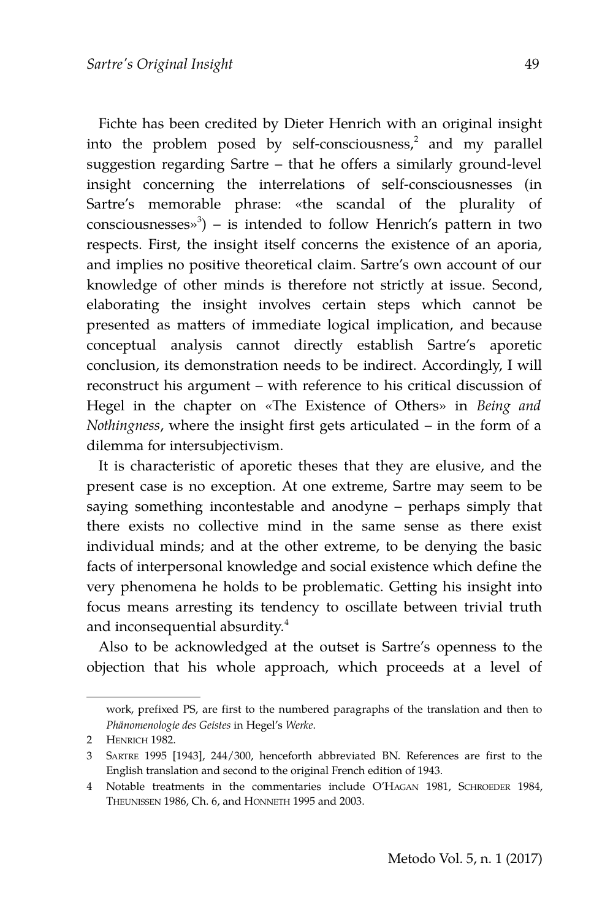Fichte has been credited by Dieter Henrich with an original insight into the problem posed by self-consciousness,[2] and my parallel suggestion regarding Sartre – that he offers a similarly ground-level insight concerning the interrelations of self-consciousnesses (in Sartre's memorable phrase: «the scandal of the plurality of consciousnesses»[3]) – is intended to follow Henrich's pattern in two respects. First, the insight itself concerns the existence of an aporia, and implies no positive theoretical claim. Sartre's own account of our knowledge of other minds is therefore not strictly at issue. Second, elaborating the insight involves certain steps which cannot be presented as matters of immediate logical implication, and because conceptual analysis cannot directly establish Sartre's aporetic conclusion, its demonstration needs to be indirect. Accordingly, I will reconstruct his argument – with reference to his critical discussion of Hegel in the chapter on «The Existence of Others» in *Being and Nothingness*, where the insight first gets articulated – in the form of a dilemma for intersubjectivism.

It is characteristic of aporetic theses that they are elusive, and the present case is no exception. At one extreme, Sartre may seem to be saying something incontestable and anodyne – perhaps simply that there exists no collective mind in the same sense as there exist individual minds; and at the other extreme, to be denying the basic facts of interpersonal knowledge and social existence which define the very phenomena he holds to be problematic. Getting his insight into focus means arresting its tendency to oscillate between trivial truth and inconsequential absurdity.[4]

Also to be acknowledged at the outset is Sartre's openness to the objection that his whole approach, which proceeds at a level of

---

work, prefixed PS, are first to the numbered paragraphs of the translation and then to *Phänomenologie des Geistes* in Hegel's *Werke*.

2 HENRICH 1982.

3 SARTRE 1995 [1943], 244/300, henceforth abbreviated BN. References are first to the English translation and second to the original French edition of 1943.

4 Notable treatments in the commentaries include O'HAGAN 1981, SCHROEDER 1984, THEUNISSEN 1986, Ch. 6, and HONNETH 1995 and 2003.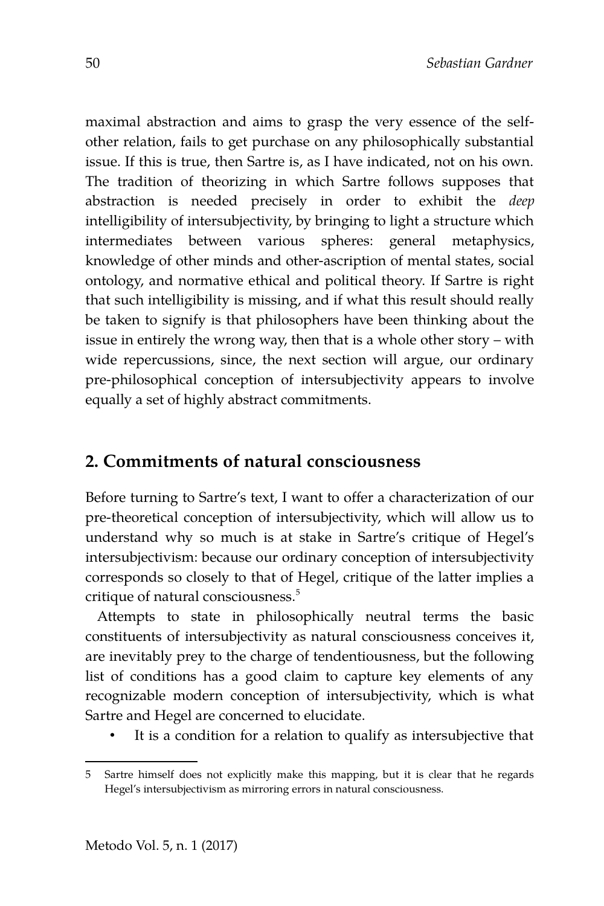maximal abstraction and aims to grasp the very essence of the self-other relation, fails to get purchase on any philosophically substantial issue. If this is true, then Sartre is, as I have indicated, not on his own. The tradition of theorizing in which Sartre follows supposes that abstraction is needed precisely in order to exhibit the *deep* intelligibility of intersubjectivity, by bringing to light a structure which intermediates between various spheres: general metaphysics, knowledge of other minds and other-ascription of mental states, social ontology, and normative ethical and political theory. If Sartre is right that such intelligibility is missing, and if what this result should really be taken to signify is that philosophers have been thinking about the issue in entirely the wrong way, then that is a whole other story – with wide repercussions, since, the next section will argue, our ordinary pre-philosophical conception of intersubjectivity appears to involve equally a set of highly abstract commitments.

## 2. Commitments of natural consciousness

Before turning to Sartre's text, I want to offer a characterization of our pre-theoretical conception of intersubjectivity, which will allow us to understand why so much is at stake in Sartre's critique of Hegel's intersubjectivism: because our ordinary conception of intersubjectivity corresponds so closely to that of Hegel, critique of the latter implies a critique of natural consciousness.[5]

Attempts to state in philosophically neutral terms the basic constituents of intersubjectivity as natural consciousness conceives it, are inevitably prey to the charge of tendentiousness, but the following list of conditions has a good claim to capture key elements of any recognizable modern conception of intersubjectivity, which is what Sartre and Hegel are concerned to elucidate.

- It is a condition for a relation to qualify as intersubjective that

---

5 Sartre himself does not explicitly make this mapping, but it is clear that he regards Hegel's intersubjectivism as mirroring errors in natural consciousness.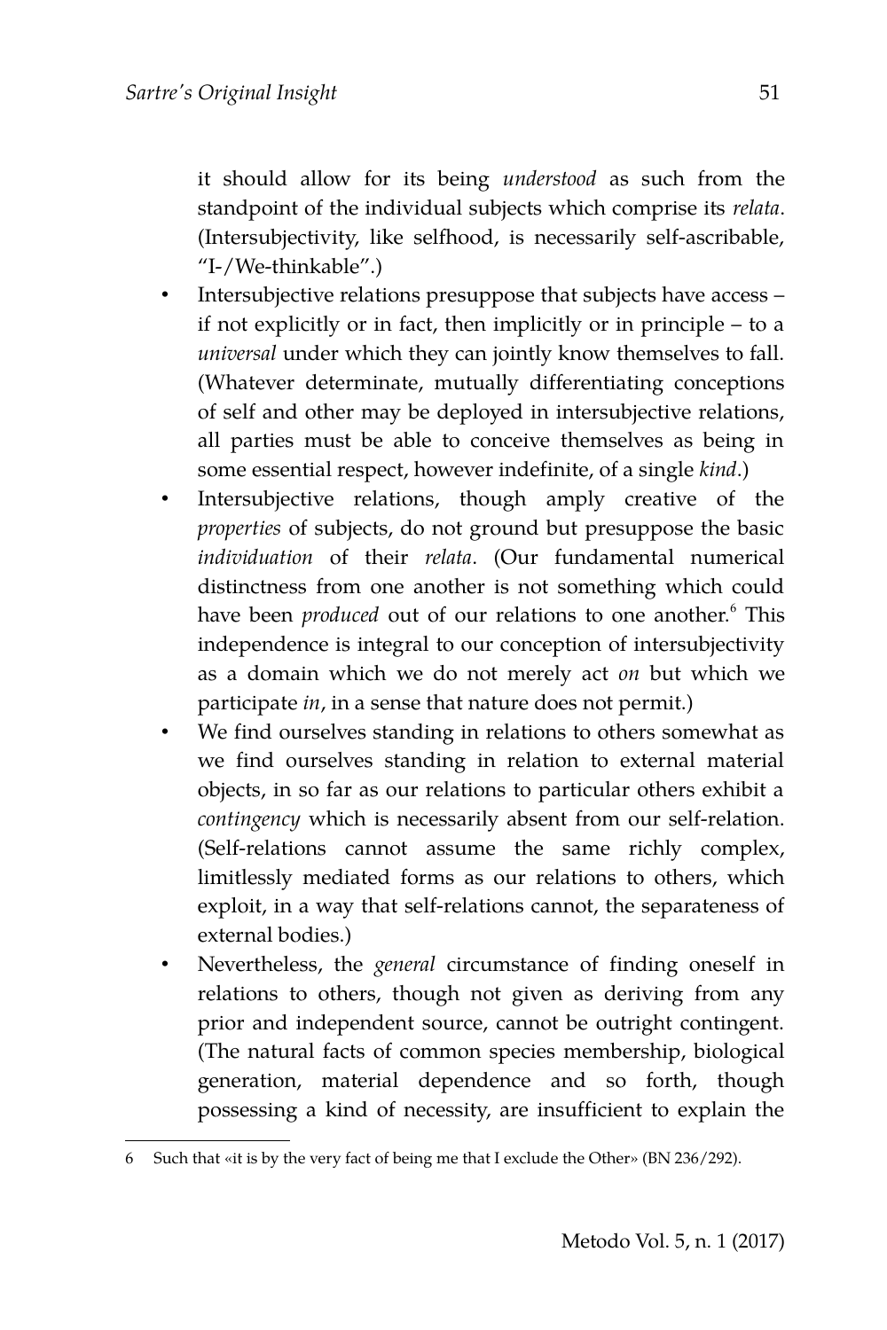it should allow for its being *understood* as such from the standpoint of the individual subjects which comprise its *relata*. (Intersubjectivity, like selfhood, is necessarily self-ascribable, "I-/We-thinkable".)

- Intersubjective relations presuppose that subjects have access – if not explicitly or in fact, then implicitly or in principle – to a *universal* under which they can jointly know themselves to fall. (Whatever determinate, mutually differentiating conceptions of self and other may be deployed in intersubjective relations, all parties must be able to conceive themselves as being in some essential respect, however indefinite, of a single *kind*.)
- Intersubjective relations, though amply creative of the *properties* of subjects, do not ground but presuppose the basic *individuation* of their *relata*. (Our fundamental numerical distinctness from one another is not something which could have been *produced* out of our relations to one another.[6] This independence is integral to our conception of intersubjectivity as a domain which we do not merely act *on* but which we participate *in*, in a sense that nature does not permit.)
- We find ourselves standing in relations to others somewhat as we find ourselves standing in relation to external material objects, in so far as our relations to particular others exhibit a *contingency* which is necessarily absent from our self-relation. (Self-relations cannot assume the same richly complex, limitlessly mediated forms as our relations to others, which exploit, in a way that self-relations cannot, the separateness of external bodies.)
- Nevertheless, the *general* circumstance of finding oneself in relations to others, though not given as deriving from any prior and independent source, cannot be outright contingent. (The natural facts of common species membership, biological generation, material dependence and so forth, though possessing a kind of necessity, are insufficient to explain the

---

6 Such that «it is by the very fact of being me that I exclude the Other» (BN 236/292).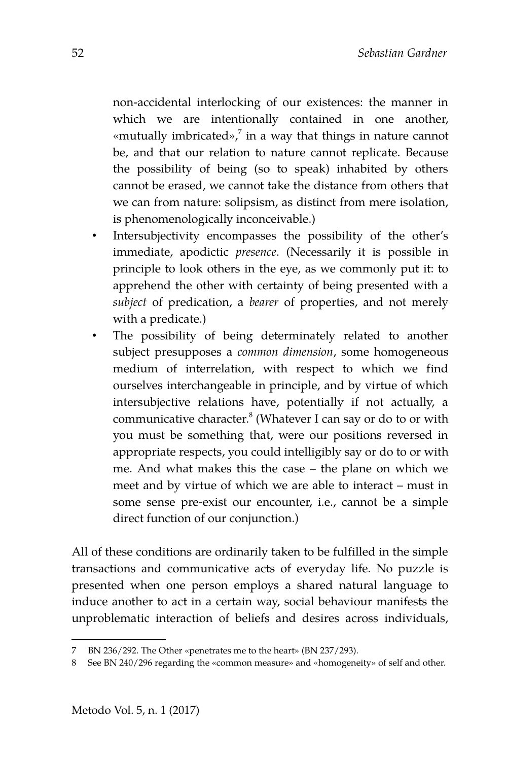non-accidental interlocking of our existences: the manner in which we are intentionally contained in one another, «mutually imbricated»,[7] in a way that things in nature cannot be, and that our relation to nature cannot replicate. Because the possibility of being (so to speak) inhabited by others cannot be erased, we cannot take the distance from others that we can from nature: solipsism, as distinct from mere isolation, is phenomenologically inconceivable.)

- Intersubjectivity encompasses the possibility of the other's immediate, apodictic *presence*. (Necessarily it is possible in principle to look others in the eye, as we commonly put it: to apprehend the other with certainty of being presented with a *subject* of predication, a *bearer* of properties, and not merely with a predicate.)
- The possibility of being determinately related to another subject presupposes a *common dimension*, some homogeneous medium of interrelation, with respect to which we find ourselves interchangeable in principle, and by virtue of which intersubjective relations have, potentially if not actually, a communicative character.[8] (Whatever I can say or do to or with you must be something that, were our positions reversed in appropriate respects, you could intelligibly say or do to or with me. And what makes this the case – the plane on which we meet and by virtue of which we are able to interact – must in some sense pre-exist our encounter, i.e., cannot be a simple direct function of our conjunction.)

All of these conditions are ordinarily taken to be fulfilled in the simple transactions and communicative acts of everyday life. No puzzle is presented when one person employs a shared natural language to induce another to act in a certain way, social behaviour manifests the unproblematic interaction of beliefs and desires across individuals,

---

7 BN 236/292. The Other «penetrates me to the heart» (BN 237/293).

8 See BN 240/296 regarding the «common measure» and «homogeneity» of self and other.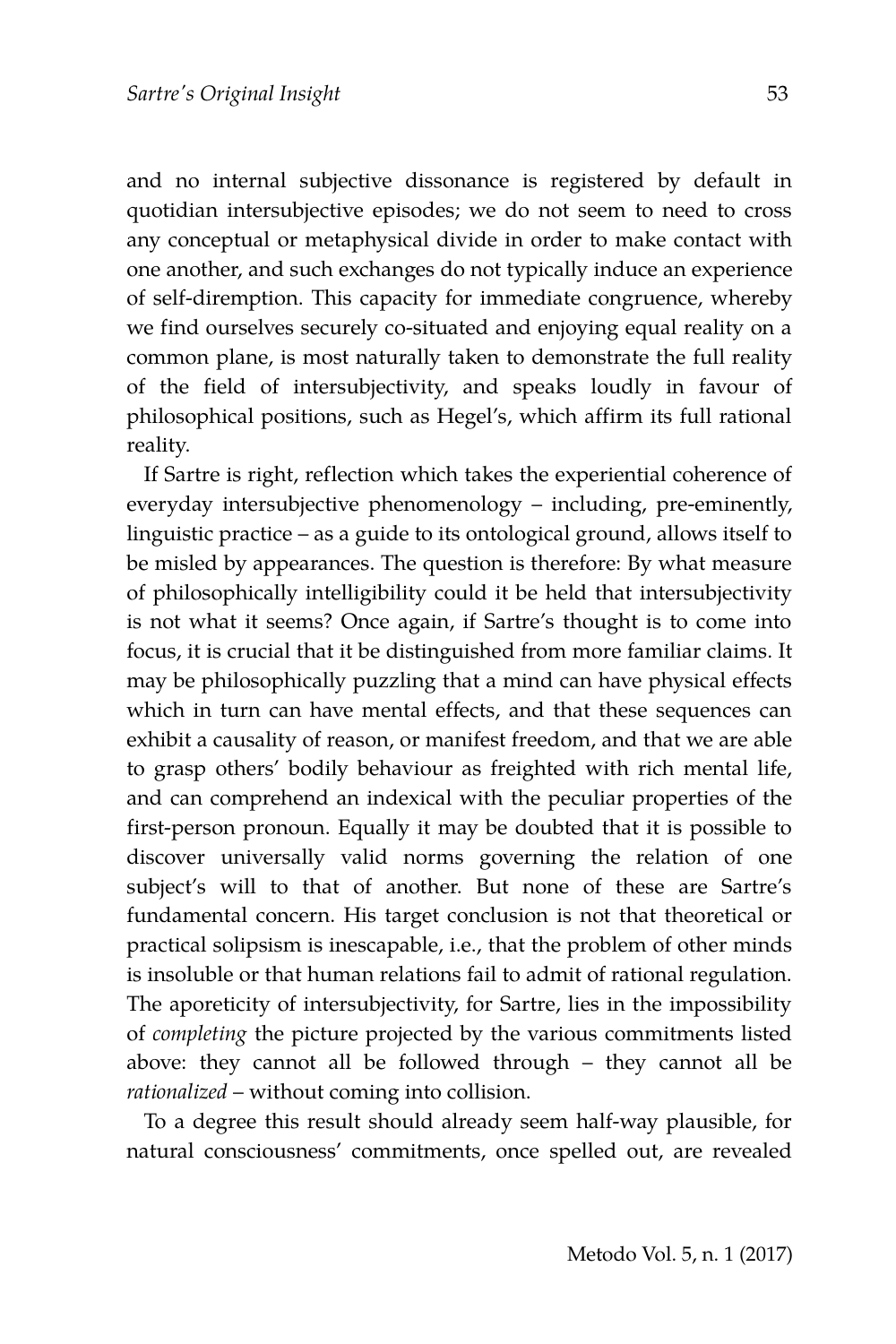and no internal subjective dissonance is registered by default in quotidian intersubjective episodes; we do not seem to need to cross any conceptual or metaphysical divide in order to make contact with one another, and such exchanges do not typically induce an experience of self-diremption. This capacity for immediate congruence, whereby we find ourselves securely co-situated and enjoying equal reality on a common plane, is most naturally taken to demonstrate the full reality of the field of intersubjectivity, and speaks loudly in favour of philosophical positions, such as Hegel's, which affirm its full rational reality.

If Sartre is right, reflection which takes the experiential coherence of everyday intersubjective phenomenology – including, pre-eminently, linguistic practice – as a guide to its ontological ground, allows itself to be misled by appearances. The question is therefore: By what measure of philosophically intelligibility could it be held that intersubjectivity is not what it seems? Once again, if Sartre's thought is to come into focus, it is crucial that it be distinguished from more familiar claims. It may be philosophically puzzling that a mind can have physical effects which in turn can have mental effects, and that these sequences can exhibit a causality of reason, or manifest freedom, and that we are able to grasp others' bodily behaviour as freighted with rich mental life, and can comprehend an indexical with the peculiar properties of the first-person pronoun. Equally it may be doubted that it is possible to discover universally valid norms governing the relation of one subject's will to that of another. But none of these are Sartre's fundamental concern. His target conclusion is not that theoretical or practical solipsism is inescapable, i.e., that the problem of other minds is insoluble or that human relations fail to admit of rational regulation. The aporeticity of intersubjectivity, for Sartre, lies in the impossibility of *completing* the picture projected by the various commitments listed above: they cannot all be followed through – they cannot all be *rationalized* – without coming into collision.

To a degree this result should already seem half-way plausible, for natural consciousness' commitments, once spelled out, are revealed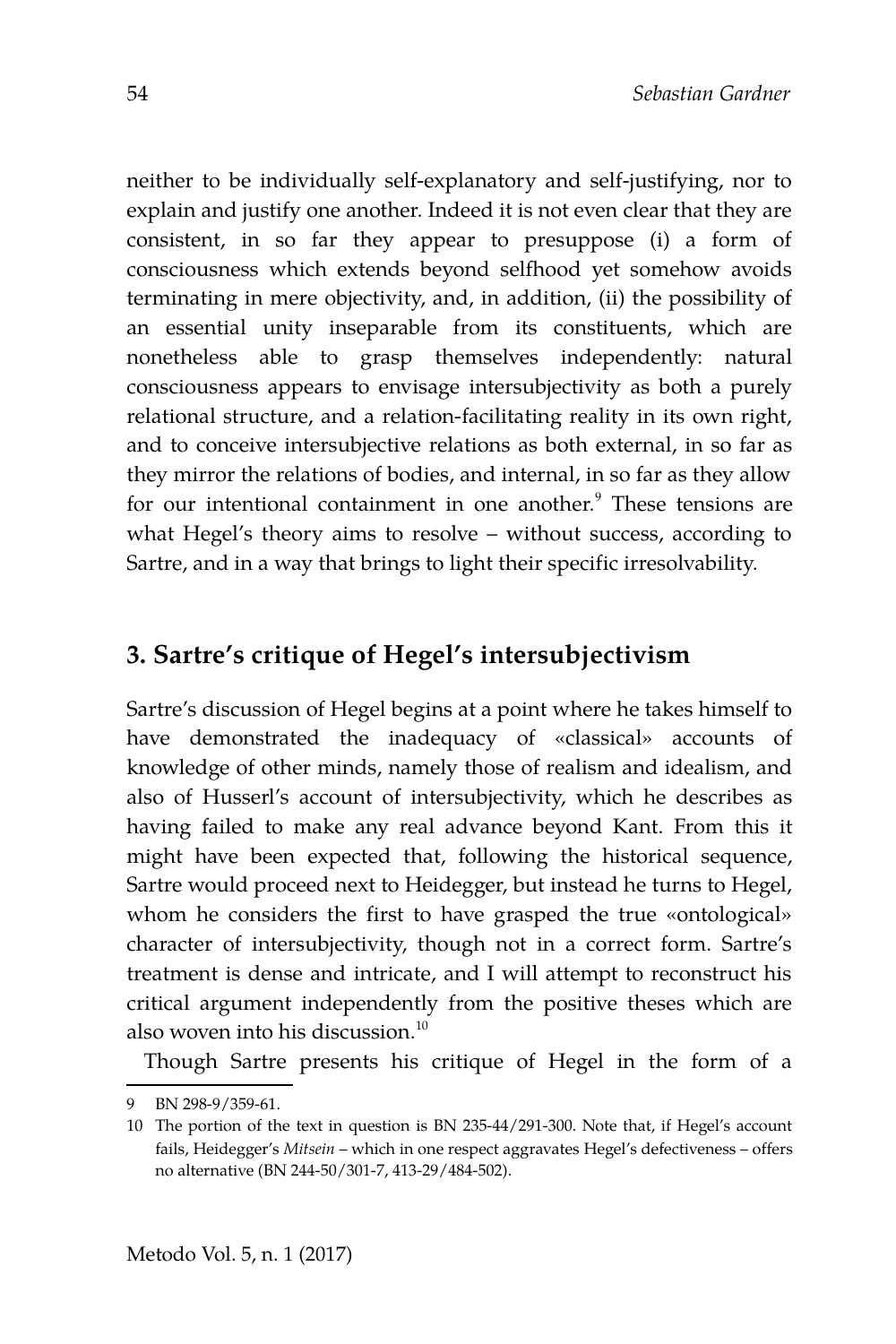neither to be individually self-explanatory and self-justifying, nor to explain and justify one another. Indeed it is not even clear that they are consistent, in so far they appear to presuppose (i) a form of consciousness which extends beyond selfhood yet somehow avoids terminating in mere objectivity, and, in addition, (ii) the possibility of an essential unity inseparable from its constituents, which are nonetheless able to grasp themselves independently: natural consciousness appears to envisage intersubjectivity as both a purely relational structure, and a relation-facilitating reality in its own right, and to conceive intersubjective relations as both external, in so far as they mirror the relations of bodies, and internal, in so far as they allow for our intentional containment in one another.[9] These tensions are what Hegel's theory aims to resolve – without success, according to Sartre, and in a way that brings to light their specific irresolvability.

## 3. Sartre's critique of Hegel's intersubjectivism

Sartre's discussion of Hegel begins at a point where he takes himself to have demonstrated the inadequacy of «classical» accounts of knowledge of other minds, namely those of realism and idealism, and also of Husserl's account of intersubjectivity, which he describes as having failed to make any real advance beyond Kant. From this it might have been expected that, following the historical sequence, Sartre would proceed next to Heidegger, but instead he turns to Hegel, whom he considers the first to have grasped the true «ontological» character of intersubjectivity, though not in a correct form. Sartre's treatment is dense and intricate, and I will attempt to reconstruct his critical argument independently from the positive theses which are also woven into his discussion.[10]

Though Sartre presents his critique of Hegel in the form of a

---

9 BN 298-9/359-61.

10 The portion of the text in question is BN 235-44/291-300. Note that, if Hegel's account fails, Heidegger's *Mitsein* – which in one respect aggravates Hegel's defectiveness – offers no alternative (BN 244-50/301-7, 413-29/484-502).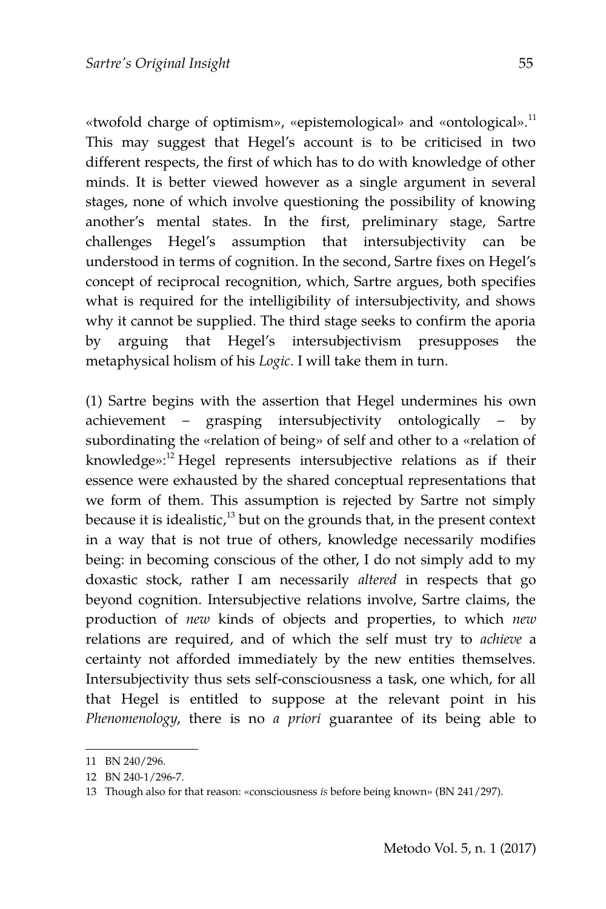«twofold charge of optimism», «epistemological» and «ontological».[11] This may suggest that Hegel's account is to be criticised in two different respects, the first of which has to do with knowledge of other minds. It is better viewed however as a single argument in several stages, none of which involve questioning the possibility of knowing another's mental states. In the first, preliminary stage, Sartre challenges Hegel's assumption that intersubjectivity can be understood in terms of cognition. In the second, Sartre fixes on Hegel's concept of reciprocal recognition, which, Sartre argues, both specifies what is required for the intelligibility of intersubjectivity, and shows why it cannot be supplied. The third stage seeks to confirm the aporia by arguing that Hegel's intersubjectivism presupposes the metaphysical holism of his *Logic*. I will take them in turn.

(1) Sartre begins with the assertion that Hegel undermines his own achievement – grasping intersubjectivity ontologically – by subordinating the «relation of being» of self and other to a «relation of knowledge»:[12] Hegel represents intersubjective relations as if their essence were exhausted by the shared conceptual representations that we form of them. This assumption is rejected by Sartre not simply because it is idealistic,[13] but on the grounds that, in the present context in a way that is not true of others, knowledge necessarily modifies being: in becoming conscious of the other, I do not simply add to my doxastic stock, rather I am necessarily *altered* in respects that go beyond cognition. Intersubjective relations involve, Sartre claims, the production of *new* kinds of objects and properties, to which *new* relations are required, and of which the self must try to *achieve* a certainty not afforded immediately by the new entities themselves. Intersubjectivity thus sets self-consciousness a task, one which, for all that Hegel is entitled to suppose at the relevant point in his *Phenomenology*, there is no *a priori* guarantee of its being able to

11 BN 240/296.

12 BN 240-1/296-7.

13 Though also for that reason: «consciousness *is* before being known» (BN 241/297).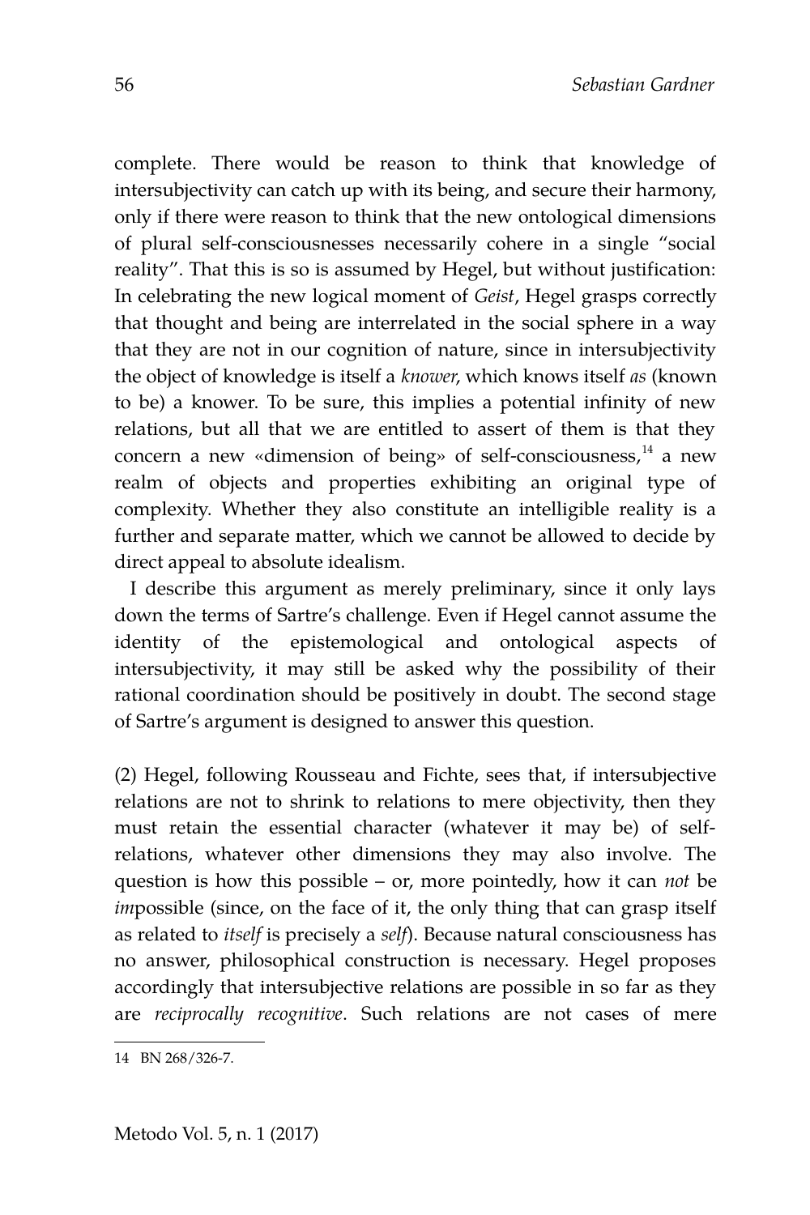complete. There would be reason to think that knowledge of intersubjectivity can catch up with its being, and secure their harmony, only if there were reason to think that the new ontological dimensions of plural self-consciousnesses necessarily cohere in a single "social reality". That this is so is assumed by Hegel, but without justification: In celebrating the new logical moment of *Geist*, Hegel grasps correctly that thought and being are interrelated in the social sphere in a way that they are not in our cognition of nature, since in intersubjectivity the object of knowledge is itself a *knower*, which knows itself *as* (known to be) a knower. To be sure, this implies a potential infinity of new relations, but all that we are entitled to assert of them is that they concern a new «dimension of being» of self-consciousness,[14] a new realm of objects and properties exhibiting an original type of complexity. Whether they also constitute an intelligible reality is a further and separate matter, which we cannot be allowed to decide by direct appeal to absolute idealism.

I describe this argument as merely preliminary, since it only lays down the terms of Sartre's challenge. Even if Hegel cannot assume the identity of the epistemological and ontological aspects of intersubjectivity, it may still be asked why the possibility of their rational coordination should be positively in doubt. The second stage of Sartre's argument is designed to answer this question.

(2) Hegel, following Rousseau and Fichte, sees that, if intersubjective relations are not to shrink to relations to mere objectivity, then they must retain the essential character (whatever it may be) of self-relations, whatever other dimensions they may also involve. The question is how this possible – or, more pointedly, how it can *not* be *im*possible (since, on the face of it, the only thing that can grasp itself as related to *itself* is precisely a *self*). Because natural consciousness has no answer, philosophical construction is necessary. Hegel proposes accordingly that intersubjective relations are possible in so far as they are *reciprocally recognitive*. Such relations are not cases of mere

14 BN 268/326-7.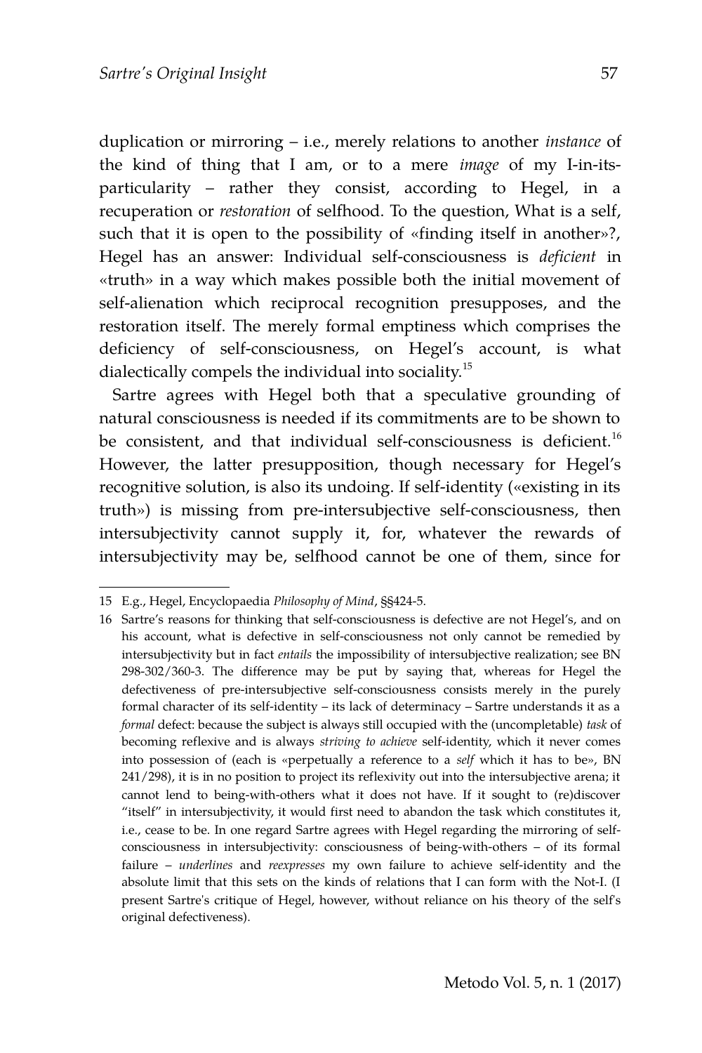duplication or mirroring – i.e., merely relations to another *instance* of the kind of thing that I am, or to a mere *image* of my I-in-its-particularity – rather they consist, according to Hegel, in a recuperation or *restoration* of selfhood. To the question, What is a self, such that it is open to the possibility of «finding itself in another»?, Hegel has an answer: Individual self-consciousness is *deficient* in «truth» in a way which makes possible both the initial movement of self-alienation which reciprocal recognition presupposes, and the restoration itself. The merely formal emptiness which comprises the deficiency of self-consciousness, on Hegel's account, is what dialectically compels the individual into sociality.[15]

Sartre agrees with Hegel both that a speculative grounding of natural consciousness is needed if its commitments are to be shown to be consistent, and that individual self-consciousness is deficient.[16] However, the latter presupposition, though necessary for Hegel's recognitive solution, is also its undoing. If self-identity («existing in its truth») is missing from pre-intersubjective self-consciousness, then intersubjectivity cannot supply it, for, whatever the rewards of intersubjectivity may be, selfhood cannot be one of them, since for

---

15 E.g., Hegel, Encyclopaedia *Philosophy of Mind*, §§424-5.

16 Sartre's reasons for thinking that self-consciousness is defective are not Hegel's, and on his account, what is defective in self-consciousness not only cannot be remedied by intersubjectivity but in fact *entails* the impossibility of intersubjective realization; see BN 298-302/360-3. The difference may be put by saying that, whereas for Hegel the defectiveness of pre-intersubjective self-consciousness consists merely in the purely formal character of its self-identity – its lack of determinacy – Sartre understands it as a *formal* defect: because the subject is always still occupied with the (uncompletable) *task* of becoming reflexive and is always *striving to achieve* self-identity, which it never comes into possession of (each is «perpetually a reference to a *self* which it has to be», BN 241/298), it is in no position to project its reflexivity out into the intersubjective arena; it cannot lend to being-with-others what it does not have. If it sought to (re)discover "itself" in intersubjectivity, it would first need to abandon the task which constitutes it, i.e., cease to be. In one regard Sartre agrees with Hegel regarding the mirroring of self-consciousness in intersubjectivity: consciousness of being-with-others – of its formal failure – *underlines* and *reexpresses* my own failure to achieve self-identity and the absolute limit that this sets on the kinds of relations that I can form with the Not-I. (I present Sartre's critique of Hegel, however, without reliance on his theory of the self's original defectiveness).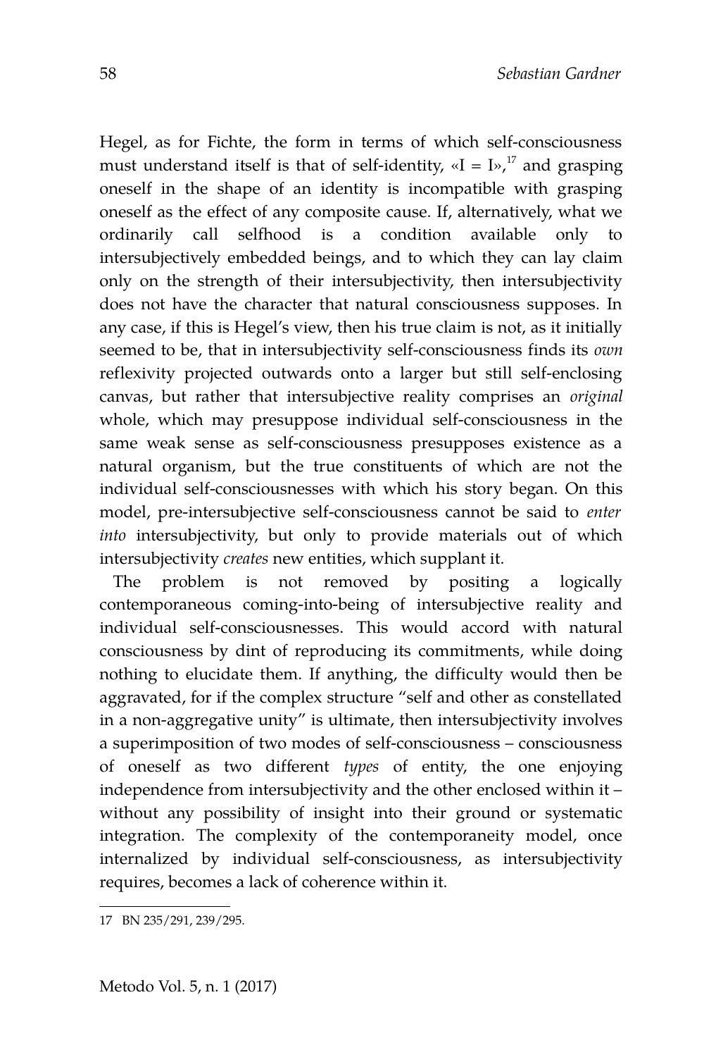Hegel, as for Fichte, the form in terms of which self-consciousness must understand itself is that of self-identity, «I = I»,[17] and grasping oneself in the shape of an identity is incompatible with grasping oneself as the effect of any composite cause. If, alternatively, what we ordinarily call selfhood is a condition available only to intersubjectively embedded beings, and to which they can lay claim only on the strength of their intersubjectivity, then intersubjectivity does not have the character that natural consciousness supposes. In any case, if this is Hegel's view, then his true claim is not, as it initially seemed to be, that in intersubjectivity self-consciousness finds its *own* reflexivity projected outwards onto a larger but still self-enclosing canvas, but rather that intersubjective reality comprises an *original* whole, which may presuppose individual self-consciousness in the same weak sense as self-consciousness presupposes existence as a natural organism, but the true constituents of which are not the individual self-consciousnesses with which his story began. On this model, pre-intersubjective self-consciousness cannot be said to *enter into* intersubjectivity, but only to provide materials out of which intersubjectivity *creates* new entities, which supplant it.

The problem is not removed by positing a logically contemporaneous coming-into-being of intersubjective reality and individual self-consciousnesses. This would accord with natural consciousness by dint of reproducing its commitments, while doing nothing to elucidate them. If anything, the difficulty would then be aggravated, for if the complex structure "self and other as constellated in a non-aggregative unity" is ultimate, then intersubjectivity involves a superimposition of two modes of self-consciousness – consciousness of oneself as two different *types* of entity, the one enjoying independence from intersubjectivity and the other enclosed within it – without any possibility of insight into their ground or systematic integration. The complexity of the contemporaneity model, once internalized by individual self-consciousness, as intersubjectivity requires, becomes a lack of coherence within it.

---

17 BN 235/291, 239/295.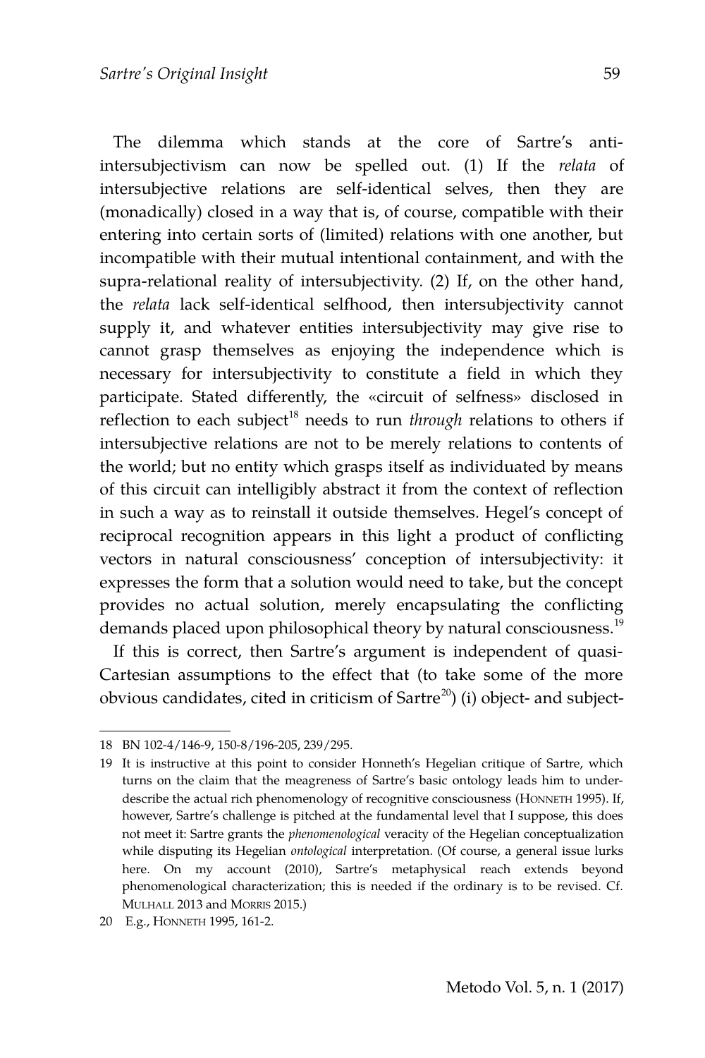The dilemma which stands at the core of Sartre's anti-intersubjectivism can now be spelled out. (1) If the *relata* of intersubjective relations are self-identical selves, then they are (monadically) closed in a way that is, of course, compatible with their entering into certain sorts of (limited) relations with one another, but incompatible with their mutual intentional containment, and with the supra-relational reality of intersubjectivity. (2) If, on the other hand, the *relata* lack self-identical selfhood, then intersubjectivity cannot supply it, and whatever entities intersubjectivity may give rise to cannot grasp themselves as enjoying the independence which is necessary for intersubjectivity to constitute a field in which they participate. Stated differently, the «circuit of selfness» disclosed in reflection to each subject[18] needs to run *through* relations to others if intersubjective relations are not to be merely relations to contents of the world; but no entity which grasps itself as individuated by means of this circuit can intelligibly abstract it from the context of reflection in such a way as to reinstall it outside themselves. Hegel's concept of reciprocal recognition appears in this light a product of conflicting vectors in natural consciousness' conception of intersubjectivity: it expresses the form that a solution would need to take, but the concept provides no actual solution, merely encapsulating the conflicting demands placed upon philosophical theory by natural consciousness.[19]

If this is correct, then Sartre's argument is independent of quasi-Cartesian assumptions to the effect that (to take some of the more obvious candidates, cited in criticism of Sartre[20]) (i) object- and subject-

---

18 BN 102-4/146-9, 150-8/196-205, 239/295.

19 It is instructive at this point to consider Honneth's Hegelian critique of Sartre, which turns on the claim that the meagreness of Sartre's basic ontology leads him to under-describe the actual rich phenomenology of recognitive consciousness (HONNETH 1995). If, however, Sartre's challenge is pitched at the fundamental level that I suppose, this does not meet it: Sartre grants the *phenomenological* veracity of the Hegelian conceptualization while disputing its Hegelian *ontological* interpretation. (Of course, a general issue lurks here. On my account (2010), Sartre's metaphysical reach extends beyond phenomenological characterization; this is needed if the ordinary is to be revised. Cf. MULHALL 2013 and MORRIS 2015.)

20 E.g., HONNETH 1995, 161-2.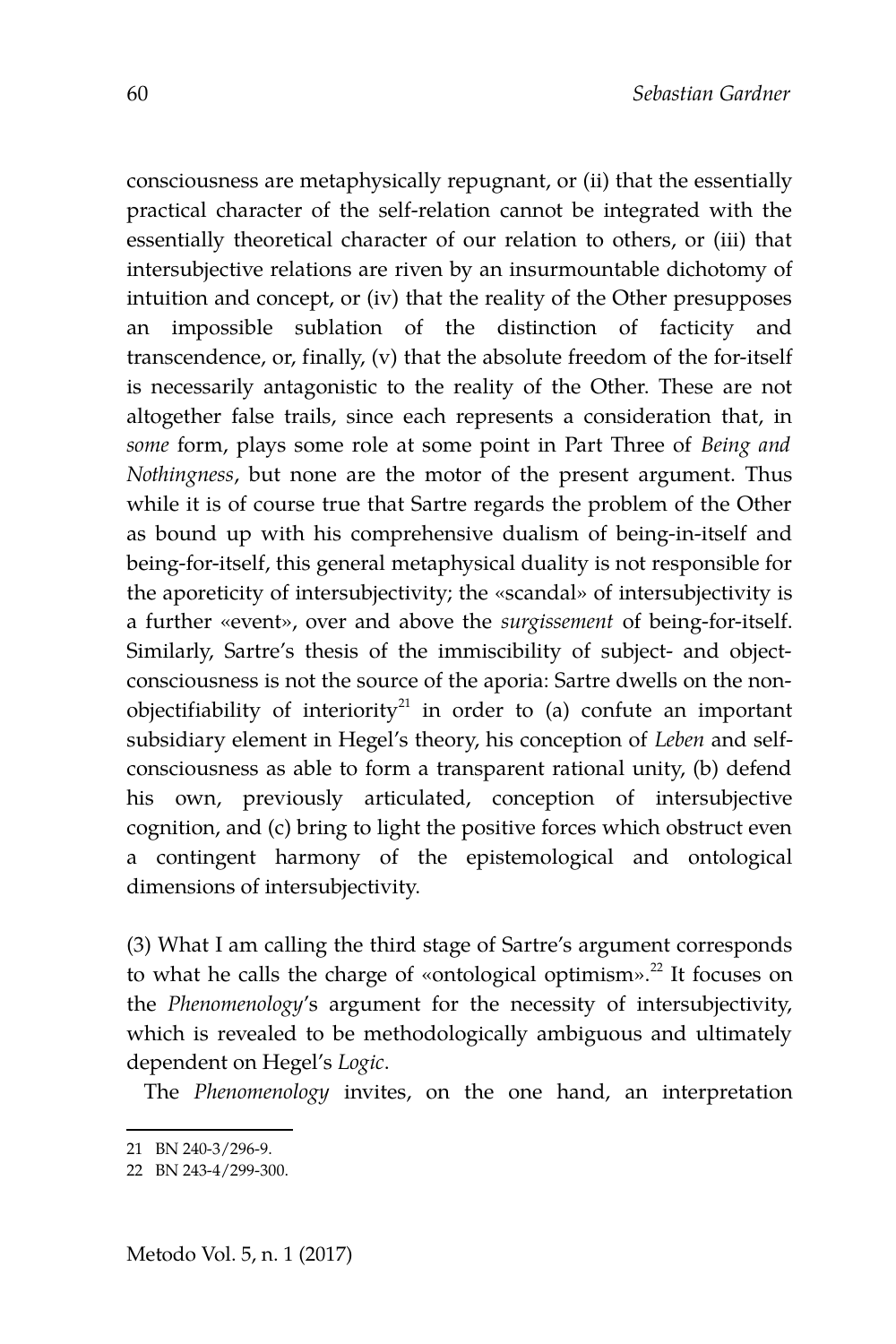consciousness are metaphysically repugnant, or (ii) that the essentially practical character of the self-relation cannot be integrated with the essentially theoretical character of our relation to others, or (iii) that intersubjective relations are riven by an insurmountable dichotomy of intuition and concept, or (iv) that the reality of the Other presupposes an impossible sublation of the distinction of facticity and transcendence, or, finally, (v) that the absolute freedom of the for-itself is necessarily antagonistic to the reality of the Other. These are not altogether false trails, since each represents a consideration that, in *some* form, plays some role at some point in Part Three of *Being and Nothingness*, but none are the motor of the present argument. Thus while it is of course true that Sartre regards the problem of the Other as bound up with his comprehensive dualism of being-in-itself and being-for-itself, this general metaphysical duality is not responsible for the aporeticity of intersubjectivity; the «scandal» of intersubjectivity is a further «event», over and above the *surgissement* of being-for-itself. Similarly, Sartre's thesis of the immiscibility of subject- and object-consciousness is not the source of the aporia: Sartre dwells on the non-objectifiability of interiority[21] in order to (a) confute an important subsidiary element in Hegel's theory, his conception of *Leben* and self-consciousness as able to form a transparent rational unity, (b) defend his own, previously articulated, conception of intersubjective cognition, and (c) bring to light the positive forces which obstruct even a contingent harmony of the epistemological and ontological dimensions of intersubjectivity.

(3) What I am calling the third stage of Sartre's argument corresponds to what he calls the charge of «ontological optimism».[22] It focuses on the *Phenomenology*'s argument for the necessity of intersubjectivity, which is revealed to be methodologically ambiguous and ultimately dependent on Hegel's *Logic*.

The *Phenomenology* invites, on the one hand, an interpretation

21 BN 240-3/296-9.

22 BN 243-4/299-300.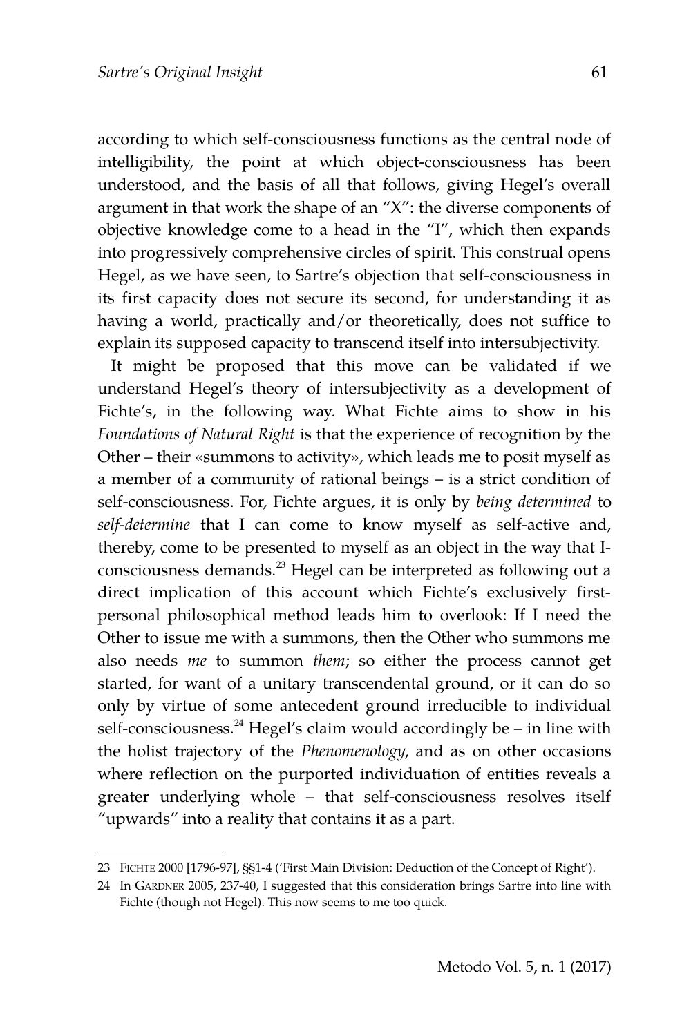according to which self-consciousness functions as the central node of intelligibility, the point at which object-consciousness has been understood, and the basis of all that follows, giving Hegel's overall argument in that work the shape of an "X": the diverse components of objective knowledge come to a head in the "I", which then expands into progressively comprehensive circles of spirit. This construal opens Hegel, as we have seen, to Sartre's objection that self-consciousness in its first capacity does not secure its second, for understanding it as having a world, practically and/or theoretically, does not suffice to explain its supposed capacity to transcend itself into intersubjectivity.

It might be proposed that this move can be validated if we understand Hegel's theory of intersubjectivity as a development of Fichte's, in the following way. What Fichte aims to show in his *Foundations of Natural Right* is that the experience of recognition by the Other – their «summons to activity», which leads me to posit myself as a member of a community of rational beings – is a strict condition of self-consciousness. For, Fichte argues, it is only by *being determined* to *self-determine* that I can come to know myself as self-active and, thereby, come to be presented to myself as an object in the way that I-consciousness demands.[23] Hegel can be interpreted as following out a direct implication of this account which Fichte's exclusively first-personal philosophical method leads him to overlook: If I need the Other to issue me with a summons, then the Other who summons me also needs *me* to summon *them*; so either the process cannot get started, for want of a unitary transcendental ground, or it can do so only by virtue of some antecedent ground irreducible to individual self-consciousness.[24] Hegel's claim would accordingly be – in line with the holist trajectory of the *Phenomenology*, and as on other occasions where reflection on the purported individuation of entities reveals a greater underlying whole – that self-consciousness resolves itself "upwards" into a reality that contains it as a part.

---

23 FICHTE 2000 [1796-97], §§1-4 ('First Main Division: Deduction of the Concept of Right').

24 In GARDNER 2005, 237-40, I suggested that this consideration brings Sartre into line with Fichte (though not Hegel). This now seems to me too quick.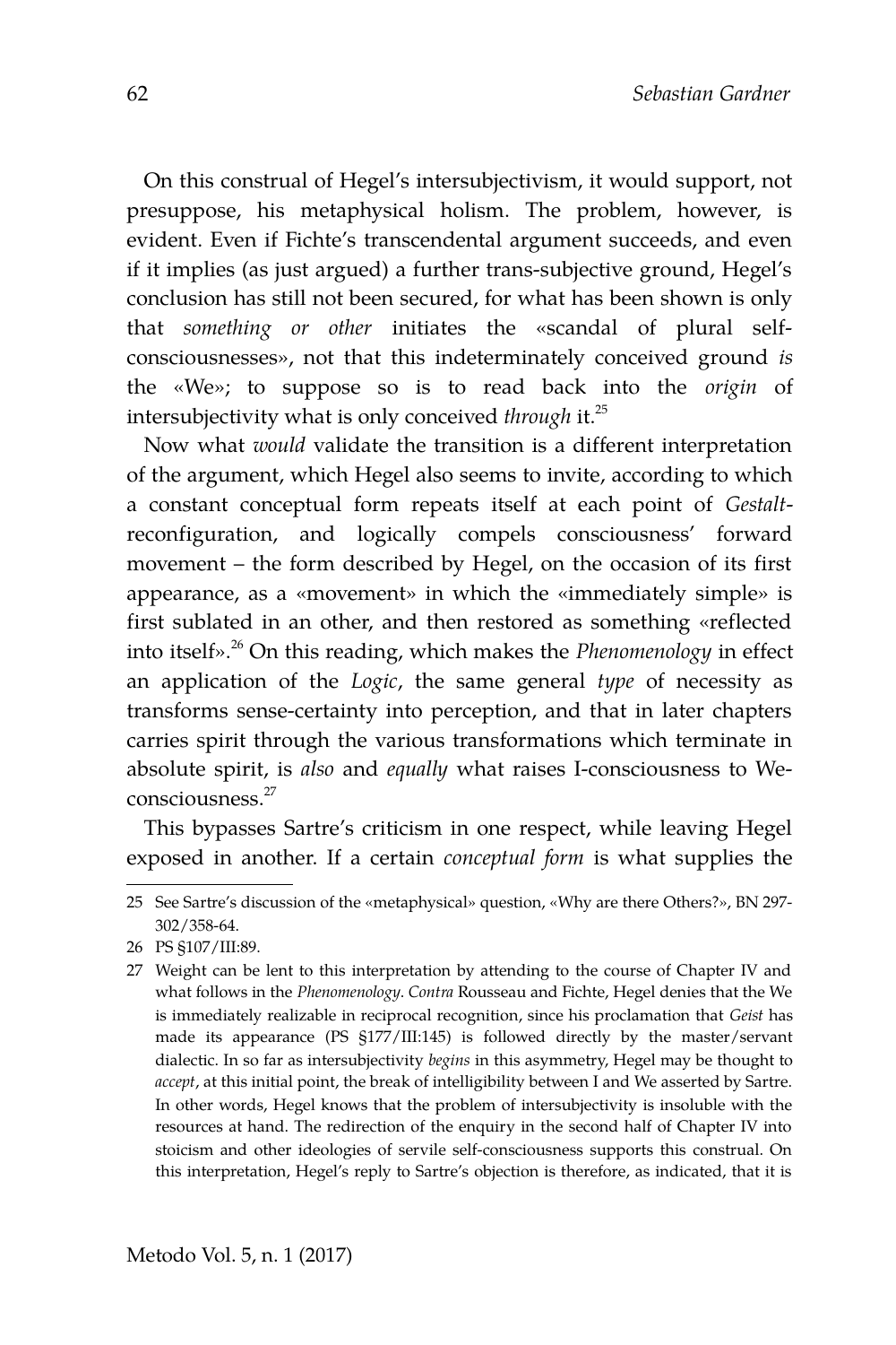On this construal of Hegel's intersubjectivism, it would support, not presuppose, his metaphysical holism. The problem, however, is evident. Even if Fichte's transcendental argument succeeds, and even if it implies (as just argued) a further trans-subjective ground, Hegel's conclusion has still not been secured, for what has been shown is only that *something or other* initiates the «scandal of plural self-consciousnesses», not that this indeterminately conceived ground *is* the «We»; to suppose so is to read back into the *origin* of intersubjectivity what is only conceived *through* it.[25]

Now what *would* validate the transition is a different interpretation of the argument, which Hegel also seems to invite, according to which a constant conceptual form repeats itself at each point of *Gestalt*-reconfiguration, and logically compels consciousness' forward movement – the form described by Hegel, on the occasion of its first appearance, as a «movement» in which the «immediately simple» is first sublated in an other, and then restored as something «reflected into itself».[26] On this reading, which makes the *Phenomenology* in effect an application of the *Logic*, the same general *type* of necessity as transforms sense-certainty into perception, and that in later chapters carries spirit through the various transformations which terminate in absolute spirit, is *also* and *equally* what raises I-consciousness to We-consciousness.[27]

This bypasses Sartre's criticism in one respect, while leaving Hegel exposed in another. If a certain *conceptual form* is what supplies the

---

25 See Sartre's discussion of the «metaphysical» question, «Why are there Others?», BN 297-302/358-64.

26 PS §107/III:89.

27 Weight can be lent to this interpretation by attending to the course of Chapter IV and what follows in the *Phenomenology*. *Contra* Rousseau and Fichte, Hegel denies that the We is immediately realizable in reciprocal recognition, since his proclamation that *Geist* has made its appearance (PS §177/III:145) is followed directly by the master/servant dialectic. In so far as intersubjectivity *begins* in this asymmetry, Hegel may be thought to *accept*, at this initial point, the break of intelligibility between I and We asserted by Sartre. In other words, Hegel knows that the problem of intersubjectivity is insoluble with the resources at hand. The redirection of the enquiry in the second half of Chapter IV into stoicism and other ideologies of servile self-consciousness supports this construal. On this interpretation, Hegel's reply to Sartre's objection is therefore, as indicated, that it is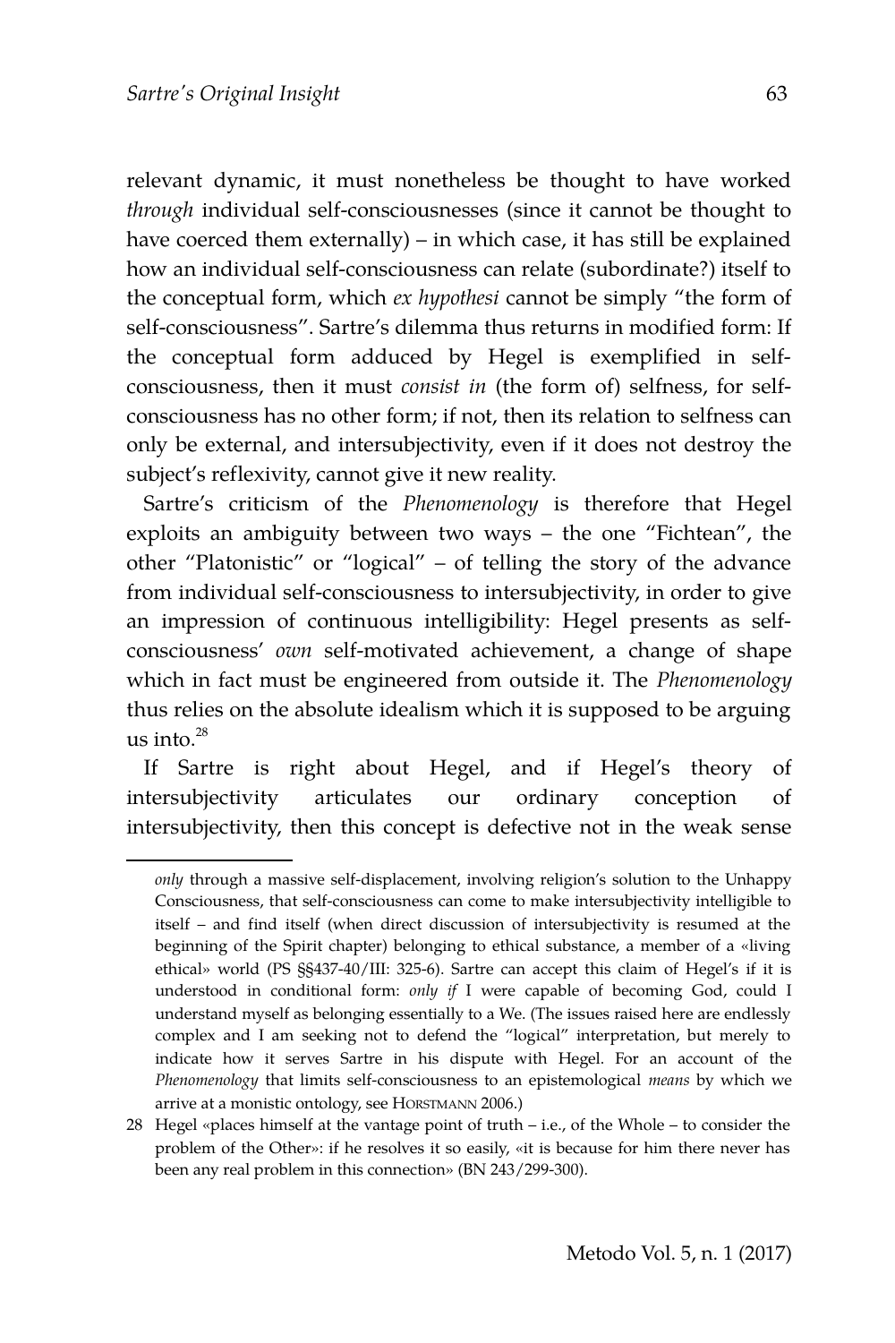relevant dynamic, it must nonetheless be thought to have worked *through* individual self-consciousnesses (since it cannot be thought to have coerced them externally) – in which case, it has still be explained how an individual self-consciousness can relate (subordinate?) itself to the conceptual form, which *ex hypothesi* cannot be simply "the form of self-consciousness". Sartre's dilemma thus returns in modified form: If the conceptual form adduced by Hegel is exemplified in self-consciousness, then it must *consist in* (the form of) selfness, for self-consciousness has no other form; if not, then its relation to selfness can only be external, and intersubjectivity, even if it does not destroy the subject's reflexivity, cannot give it new reality.

Sartre's criticism of the *Phenomenology* is therefore that Hegel exploits an ambiguity between two ways – the one "Fichtean", the other "Platonistic" or "logical" – of telling the story of the advance from individual self-consciousness to intersubjectivity, in order to give an impression of continuous intelligibility: Hegel presents as self-consciousness' *own* self-motivated achievement, a change of shape which in fact must be engineered from outside it. The *Phenomenology* thus relies on the absolute idealism which it is supposed to be arguing us into.[28]

If Sartre is right about Hegel, and if Hegel's theory of intersubjectivity articulates our ordinary conception of intersubjectivity, then this concept is defective not in the weak sense

---

*only* through a massive self-displacement, involving religion's solution to the Unhappy Consciousness, that self-consciousness can come to make intersubjectivity intelligible to itself – and find itself (when direct discussion of intersubjectivity is resumed at the beginning of the Spirit chapter) belonging to ethical substance, a member of a «living ethical» world (PS §§437-40/III: 325-6). Sartre can accept this claim of Hegel's if it is understood in conditional form: *only if* I were capable of becoming God, could I understand myself as belonging essentially to a We. (The issues raised here are endlessly complex and I am seeking not to defend the "logical" interpretation, but merely to indicate how it serves Sartre in his dispute with Hegel. For an account of the *Phenomenology* that limits self-consciousness to an epistemological *means* by which we arrive at a monistic ontology, see HORSTMANN 2006.)

28 Hegel «places himself at the vantage point of truth – i.e., of the Whole – to consider the problem of the Other»: if he resolves it so easily, «it is because for him there never has been any real problem in this connection» (BN 243/299-300).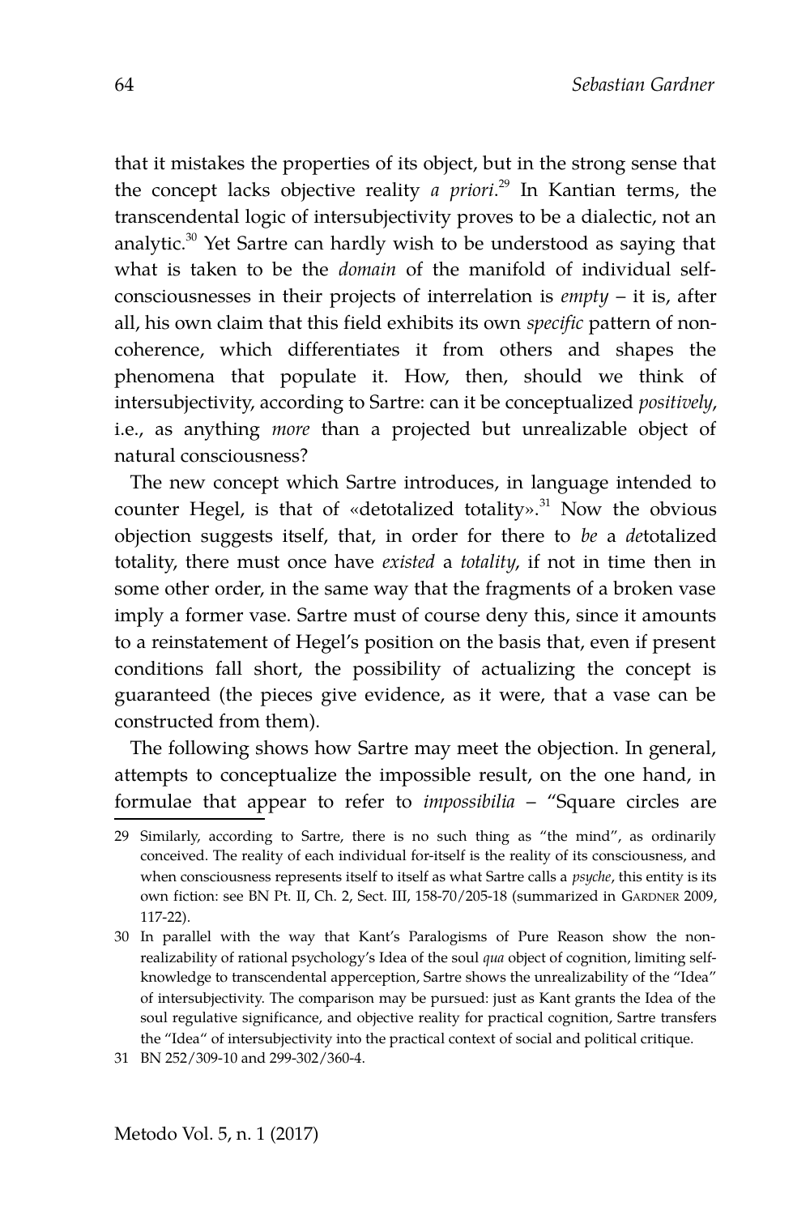that it mistakes the properties of its object, but in the strong sense that the concept lacks objective reality *a priori*.[29] In Kantian terms, the transcendental logic of intersubjectivity proves to be a dialectic, not an analytic.[30] Yet Sartre can hardly wish to be understood as saying that what is taken to be the *domain* of the manifold of individual self-consciousnesses in their projects of interrelation is *empty* – it is, after all, his own claim that this field exhibits its own *specific* pattern of non-coherence, which differentiates it from others and shapes the phenomena that populate it. How, then, should we think of intersubjectivity, according to Sartre: can it be conceptualized *positively*, i.e., as anything *more* than a projected but unrealizable object of natural consciousness?

The new concept which Sartre introduces, in language intended to counter Hegel, is that of «detotalized totality».[31] Now the obvious objection suggests itself, that, in order for there to *be* a *de*totalized totality, there must once have *existed* a *totality*, if not in time then in some other order, in the same way that the fragments of a broken vase imply a former vase. Sartre must of course deny this, since it amounts to a reinstatement of Hegel's position on the basis that, even if present conditions fall short, the possibility of actualizing the concept is guaranteed (the pieces give evidence, as it were, that a vase can be constructed from them).

The following shows how Sartre may meet the objection. In general, attempts to conceptualize the impossible result, on the one hand, in formulae that appear to refer to *impossibilia* – "Square circles are

29 Similarly, according to Sartre, there is no such thing as "the mind", as ordinarily conceived. The reality of each individual for-itself is the reality of its consciousness, and when consciousness represents itself to itself as what Sartre calls a *psyche*, this entity is its own fiction: see BN Pt. II, Ch. 2, Sect. III, 158-70/205-18 (summarized in Gardner 2009, 117-22).

30 In parallel with the way that Kant's Paralogisms of Pure Reason show the non-realizability of rational psychology's Idea of the soul *qua* object of cognition, limiting self-knowledge to transcendental apperception, Sartre shows the unrealizability of the "Idea" of intersubjectivity. The comparison may be pursued: just as Kant grants the Idea of the soul regulative significance, and objective reality for practical cognition, Sartre transfers the "Idea" of intersubjectivity into the practical context of social and political critique.

31 BN 252/309-10 and 299-302/360-4.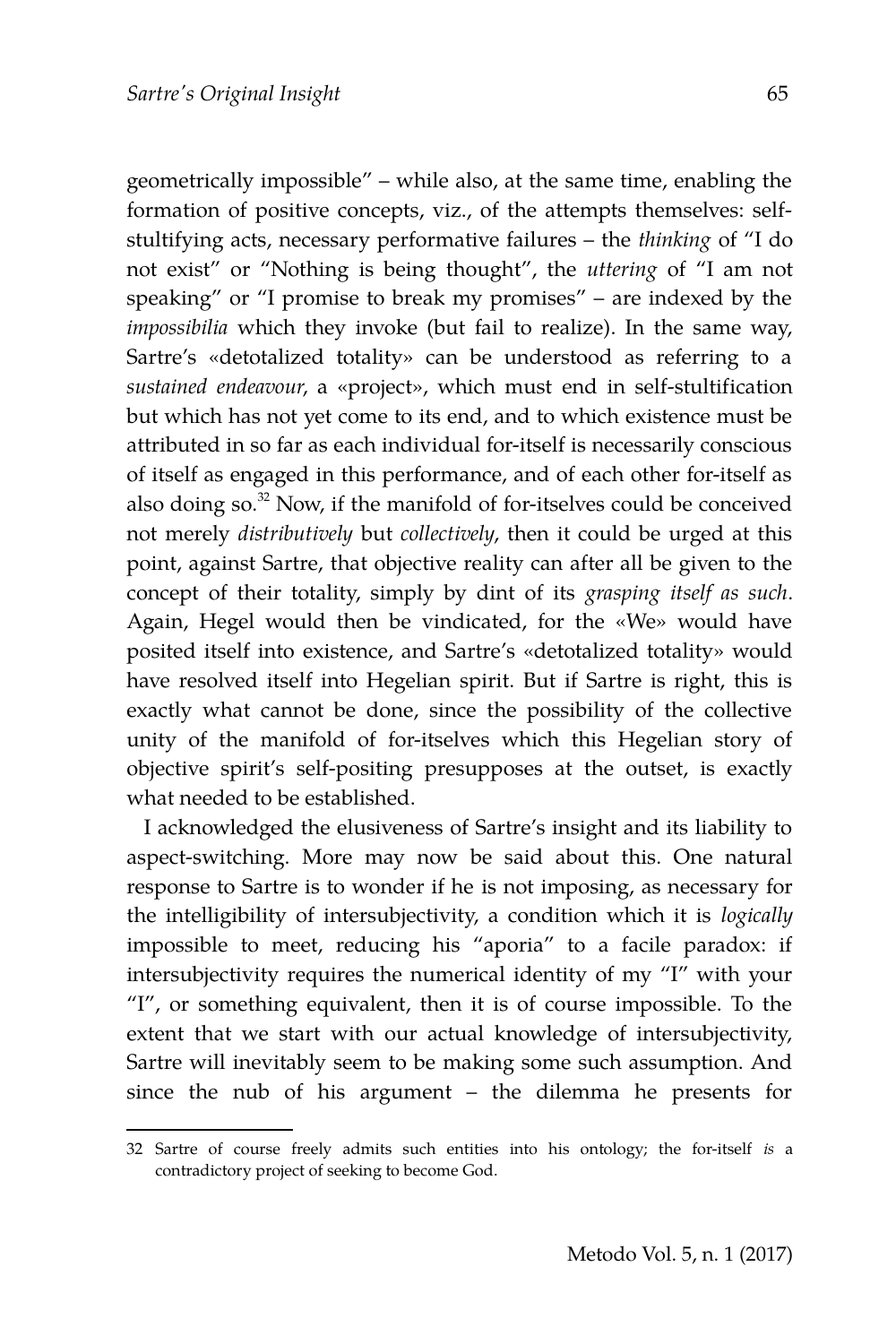geometrically impossible" – while also, at the same time, enabling the formation of positive concepts, viz., of the attempts themselves: self-stultifying acts, necessary performative failures – the *thinking* of "I do not exist" or "Nothing is being thought", the *uttering* of "I am not speaking" or "I promise to break my promises" – are indexed by the *impossibilia* which they invoke (but fail to realize). In the same way, Sartre's «detotalized totality» can be understood as referring to a *sustained endeavour*, a «project», which must end in self-stultification but which has not yet come to its end, and to which existence must be attributed in so far as each individual for-itself is necessarily conscious of itself as engaged in this performance, and of each other for-itself as also doing so.[32] Now, if the manifold of for-itselves could be conceived not merely *distributively* but *collectively*, then it could be urged at this point, against Sartre, that objective reality can after all be given to the concept of their totality, simply by dint of its *grasping itself as such*. Again, Hegel would then be vindicated, for the «We» would have posited itself into existence, and Sartre's «detotalized totality» would have resolved itself into Hegelian spirit. But if Sartre is right, this is exactly what cannot be done, since the possibility of the collective unity of the manifold of for-itselves which this Hegelian story of objective spirit's self-positing presupposes at the outset, is exactly what needed to be established.

I acknowledged the elusiveness of Sartre's insight and its liability to aspect-switching. More may now be said about this. One natural response to Sartre is to wonder if he is not imposing, as necessary for the intelligibility of intersubjectivity, a condition which it is *logically* impossible to meet, reducing his "aporia" to a facile paradox: if intersubjectivity requires the numerical identity of my "I" with your "I", or something equivalent, then it is of course impossible. To the extent that we start with our actual knowledge of intersubjectivity, Sartre will inevitably seem to be making some such assumption. And since the nub of his argument – the dilemma he presents for

---

32 Sartre of course freely admits such entities into his ontology; the for-itself *is* a contradictory project of seeking to become God.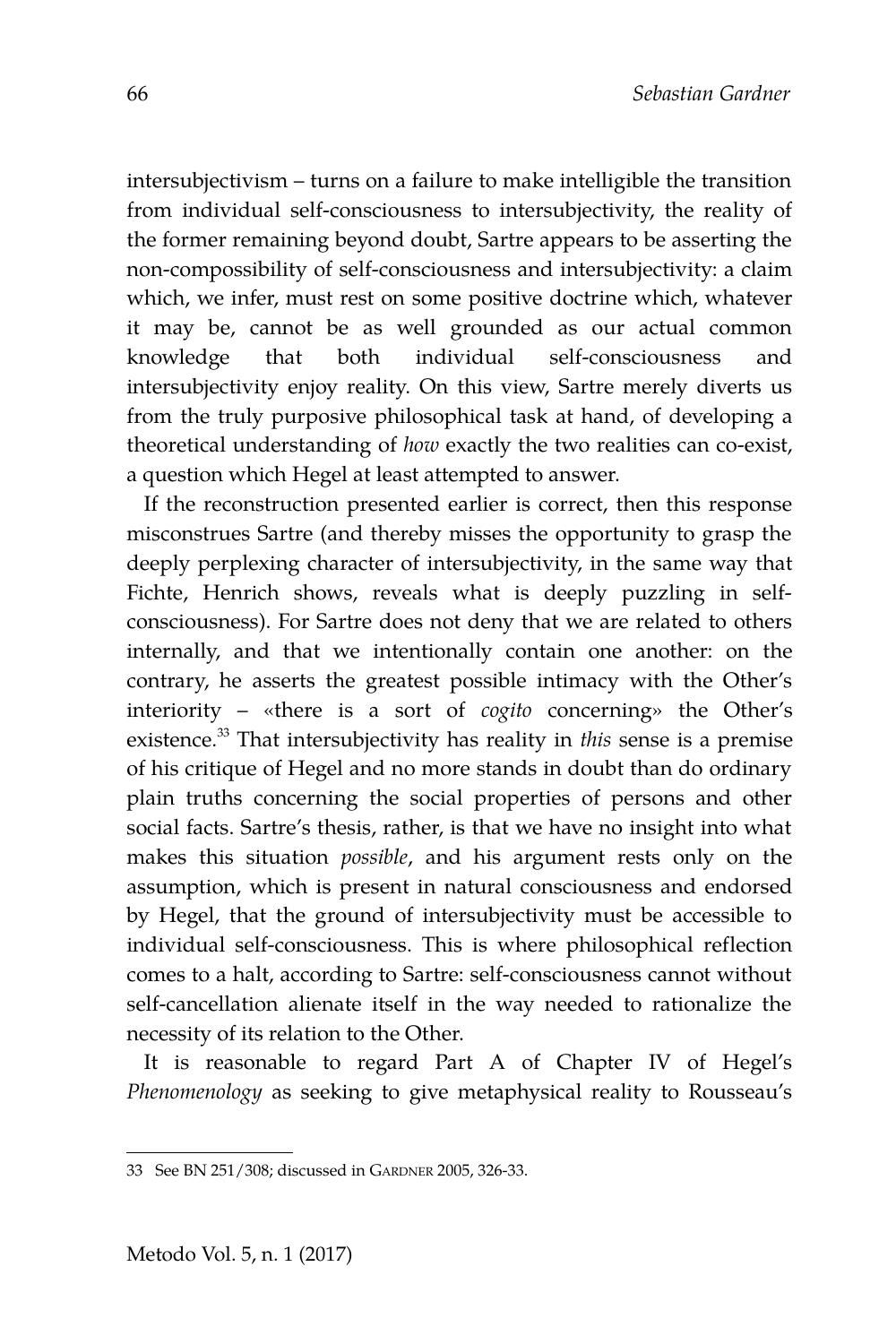intersubjectivism – turns on a failure to make intelligible the transition from individual self-consciousness to intersubjectivity, the reality of the former remaining beyond doubt, Sartre appears to be asserting the non-compossibility of self-consciousness and intersubjectivity: a claim which, we infer, must rest on some positive doctrine which, whatever it may be, cannot be as well grounded as our actual common knowledge that both individual self-consciousness and intersubjectivity enjoy reality. On this view, Sartre merely diverts us from the truly purposive philosophical task at hand, of developing a theoretical understanding of *how* exactly the two realities can co-exist, a question which Hegel at least attempted to answer.

If the reconstruction presented earlier is correct, then this response misconstrues Sartre (and thereby misses the opportunity to grasp the deeply perplexing character of intersubjectivity, in the same way that Fichte, Henrich shows, reveals what is deeply puzzling in self-consciousness). For Sartre does not deny that we are related to others internally, and that we intentionally contain one another: on the contrary, he asserts the greatest possible intimacy with the Other's interiority – «there is a sort of *cogito* concerning» the Other's existence.[33] That intersubjectivity has reality in *this* sense is a premise of his critique of Hegel and no more stands in doubt than do ordinary plain truths concerning the social properties of persons and other social facts. Sartre's thesis, rather, is that we have no insight into what makes this situation *possible*, and his argument rests only on the assumption, which is present in natural consciousness and endorsed by Hegel, that the ground of intersubjectivity must be accessible to individual self-consciousness. This is where philosophical reflection comes to a halt, according to Sartre: self-consciousness cannot without self-cancellation alienate itself in the way needed to rationalize the necessity of its relation to the Other.

It is reasonable to regard Part A of Chapter IV of Hegel's *Phenomenology* as seeking to give metaphysical reality to Rousseau's

---

33 See BN 251/308; discussed in GARDNER 2005, 326-33.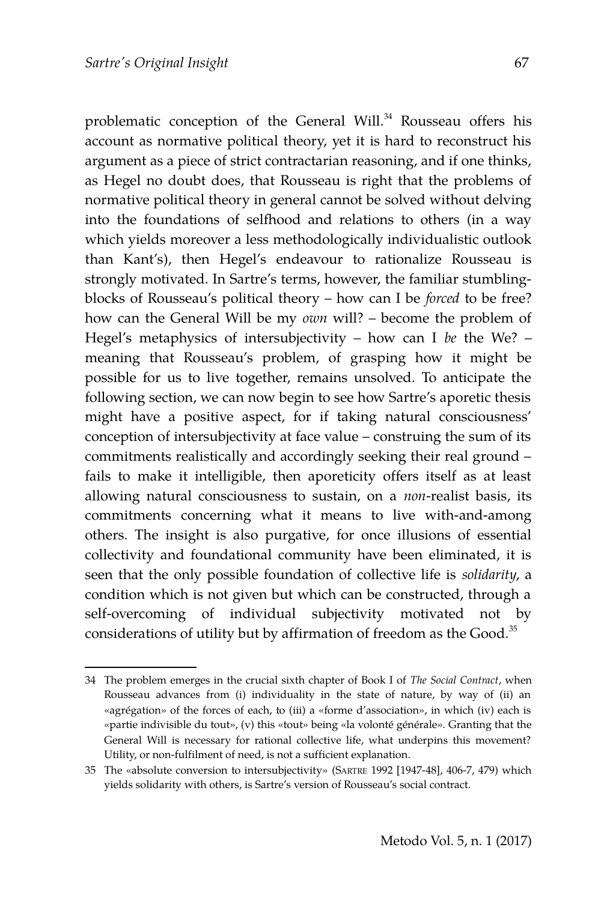problematic conception of the General Will.[34] Rousseau offers his account as normative political theory, yet it is hard to reconstruct his argument as a piece of strict contractarian reasoning, and if one thinks, as Hegel no doubt does, that Rousseau is right that the problems of normative political theory in general cannot be solved without delving into the foundations of selfhood and relations to others (in a way which yields moreover a less methodologically individualistic outlook than Kant's), then Hegel's endeavour to rationalize Rousseau is strongly motivated. In Sartre's terms, however, the familiar stumbling-blocks of Rousseau's political theory – how can I be *forced* to be free? how can the General Will be my *own* will? – become the problem of Hegel's metaphysics of intersubjectivity – how can I *be* the We? – meaning that Rousseau's problem, of grasping how it might be possible for us to live together, remains unsolved. To anticipate the following section, we can now begin to see how Sartre's aporetic thesis might have a positive aspect, for if taking natural consciousness' conception of intersubjectivity at face value – construing the sum of its commitments realistically and accordingly seeking their real ground – fails to make it intelligible, then aporeticity offers itself as at least allowing natural consciousness to sustain, on a *non*-realist basis, its commitments concerning what it means to live with-and-among others. The insight is also purgative, for once illusions of essential collectivity and foundational community have been eliminated, it is seen that the only possible foundation of collective life is *solidarity*, a condition which is not given but which can be constructed, through a self-overcoming of individual subjectivity motivated not by considerations of utility but by affirmation of freedom as the Good.[35]

---

34 The problem emerges in the crucial sixth chapter of Book I of *The Social Contract*, when Rousseau advances from (i) individuality in the state of nature, by way of (ii) an «agrégation» of the forces of each, to (iii) a «forme d'association», in which (iv) each is «partie indivisible du tout», (v) this «tout» being «la volonté générale». Granting that the General Will is necessary for rational collective life, what underpins this movement? Utility, or non-fulfilment of need, is not a sufficient explanation.

35 The «absolute conversion to intersubjectivity» (SARTRE 1992 [1947-48], 406-7, 479) which yields solidarity with others, is Sartre's version of Rousseau's social contract.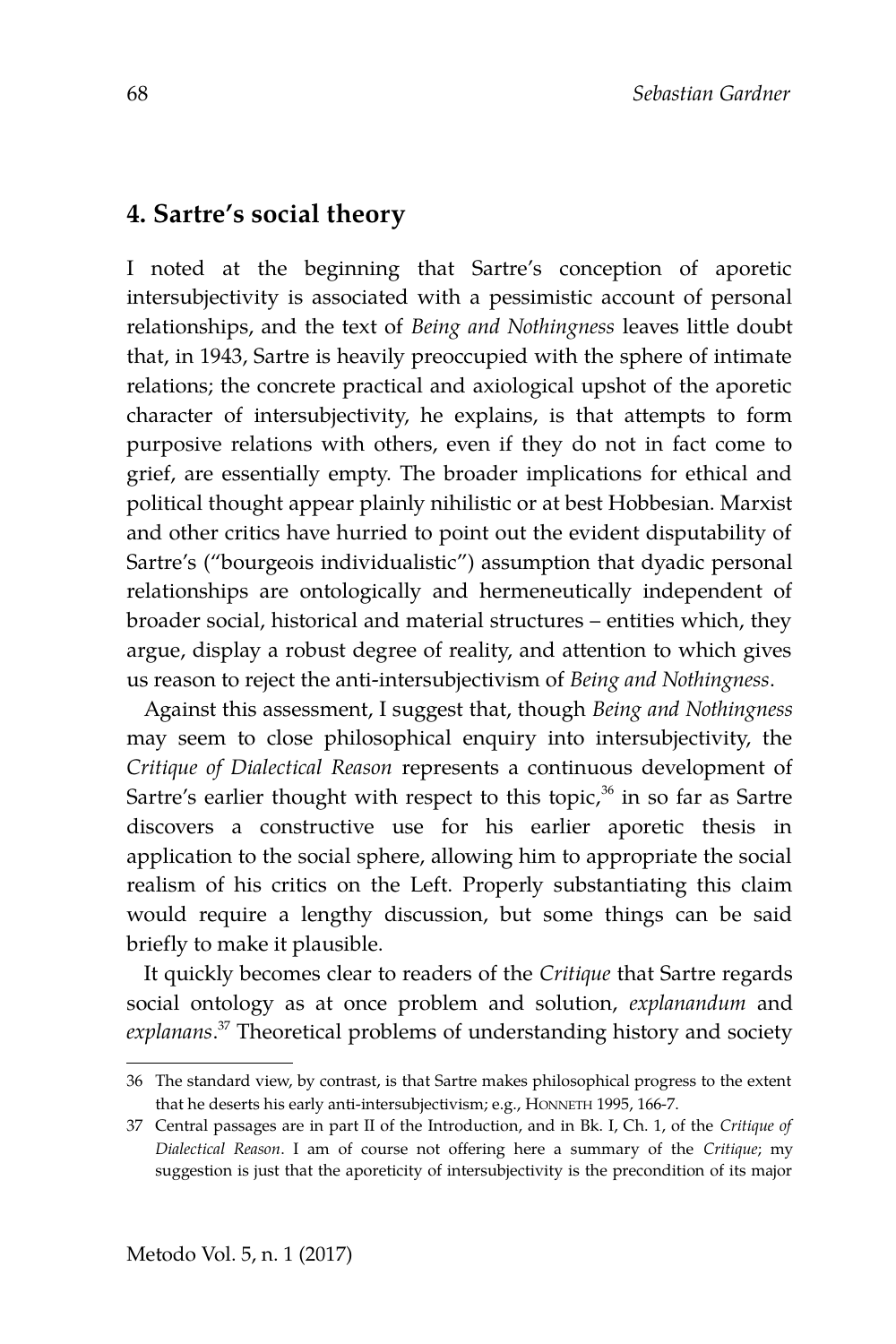## 4. Sartre's social theory

I noted at the beginning that Sartre's conception of aporetic intersubjectivity is associated with a pessimistic account of personal relationships, and the text of *Being and Nothingness* leaves little doubt that, in 1943, Sartre is heavily preoccupied with the sphere of intimate relations; the concrete practical and axiological upshot of the aporetic character of intersubjectivity, he explains, is that attempts to form purposive relations with others, even if they do not in fact come to grief, are essentially empty. The broader implications for ethical and political thought appear plainly nihilistic or at best Hobbesian. Marxist and other critics have hurried to point out the evident disputability of Sartre's ("bourgeois individualistic") assumption that dyadic personal relationships are ontologically and hermeneutically independent of broader social, historical and material structures – entities which, they argue, display a robust degree of reality, and attention to which gives us reason to reject the anti-intersubjectivism of *Being and Nothingness*.

Against this assessment, I suggest that, though *Being and Nothingness* may seem to close philosophical enquiry into intersubjectivity, the *Critique of Dialectical Reason* represents a continuous development of Sartre's earlier thought with respect to this topic,[36] in so far as Sartre discovers a constructive use for his earlier aporetic thesis in application to the social sphere, allowing him to appropriate the social realism of his critics on the Left. Properly substantiating this claim would require a lengthy discussion, but some things can be said briefly to make it plausible.

It quickly becomes clear to readers of the *Critique* that Sartre regards social ontology as at once problem and solution, *explanandum* and *explanans*.[37] Theoretical problems of understanding history and society

36 The standard view, by contrast, is that Sartre makes philosophical progress to the extent that he deserts his early anti-intersubjectivism; e.g., HONNETH 1995, 166-7.

37 Central passages are in part II of the Introduction, and in Bk. I, Ch. 1, of the *Critique of Dialectical Reason*. I am of course not offering here a summary of the *Critique*; my suggestion is just that the aporeticity of intersubjectivity is the precondition of its major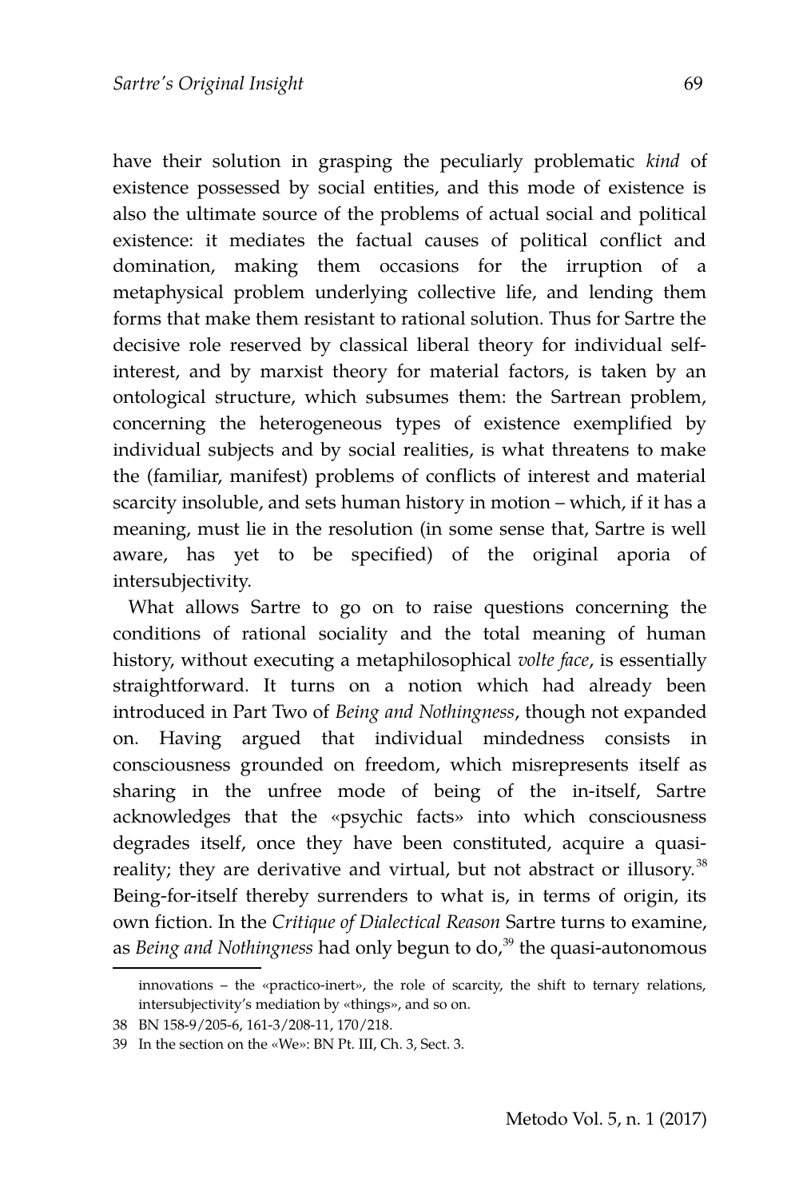have their solution in grasping the peculiarly problematic *kind* of existence possessed by social entities, and this mode of existence is also the ultimate source of the problems of actual social and political existence: it mediates the factual causes of political conflict and domination, making them occasions for the irruption of a metaphysical problem underlying collective life, and lending them forms that make them resistant to rational solution. Thus for Sartre the decisive role reserved by classical liberal theory for individual self-interest, and by marxist theory for material factors, is taken by an ontological structure, which subsumes them: the Sartrean problem, concerning the heterogeneous types of existence exemplified by individual subjects and by social realities, is what threatens to make the (familiar, manifest) problems of conflicts of interest and material scarcity insoluble, and sets human history in motion – which, if it has a meaning, must lie in the resolution (in some sense that, Sartre is well aware, has yet to be specified) of the original aporia of intersubjectivity.

What allows Sartre to go on to raise questions concerning the conditions of rational sociality and the total meaning of human history, without executing a metaphilosophical *volte face*, is essentially straightforward. It turns on a notion which had already been introduced in Part Two of *Being and Nothingness*, though not expanded on. Having argued that individual mindedness consists in consciousness grounded on freedom, which misrepresents itself as sharing in the unfree mode of being of the in-itself, Sartre acknowledges that the «psychic facts» into which consciousness degrades itself, once they have been constituted, acquire a quasi-reality; they are derivative and virtual, but not abstract or illusory.[38] Being-for-itself thereby surrenders to what is, in terms of origin, its own fiction. In the *Critique of Dialectical Reason* Sartre turns to examine, as *Being and Nothingness* had only begun to do,[39] the quasi-autonomous

innovations – the «practico-inert», the role of scarcity, the shift to ternary relations, intersubjectivity's mediation by «things», and so on.

38 BN 158-9/205-6, 161-3/208-11, 170/218.

39 In the section on the «We»: BN Pt. III, Ch. 3, Sect. 3.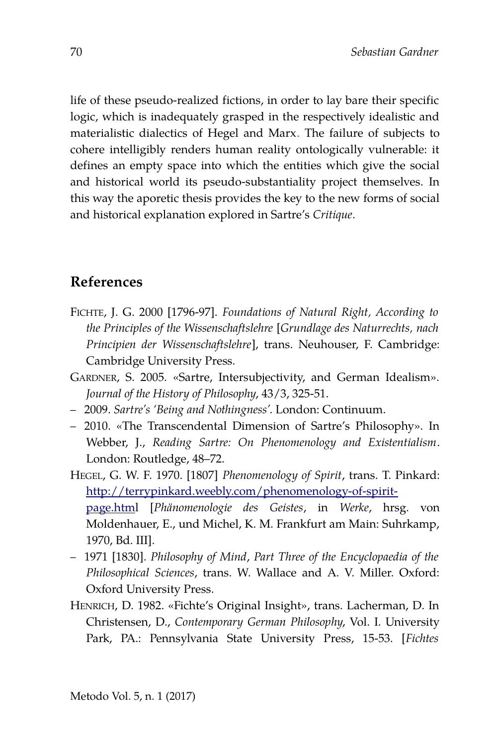life of these pseudo-realized fictions, in order to lay bare their specific logic, which is inadequately grasped in the respectively idealistic and materialistic dialectics of Hegel and Marx. The failure of subjects to cohere intelligibly renders human reality ontologically vulnerable: it defines an empty space into which the entities which give the social and historical world its pseudo-substantiality project themselves. In this way the aporetic thesis provides the key to the new forms of social and historical explanation explored in Sartre's *Critique*.

## References

FICHTE, J. G. 2000 [1796-97]. *Foundations of Natural Right, According to the Principles of the Wissenschaftslehre* [*Grundlage des Naturrechts, nach Principien der Wissenschaftslehre*], trans. Neuhouser, F. Cambridge: Cambridge University Press.

GARDNER, S. 2005. «Sartre, Intersubjectivity, and German Idealism». *Journal of the History of Philosophy*, 43/3, 325-51.

– 2009. *Sartre's 'Being and Nothingness'*. London: Continuum.

– 2010. «The Transcendental Dimension of Sartre's Philosophy». In Webber, J., *Reading Sartre: On Phenomenology and Existentialism*. London: Routledge, 48–72.

HEGEL, G. W. F. 1970. [1807] *Phenomenology of Spirit*, trans. T. Pinkard: http://terrypinkard.weebly.com/phenomenology-of-spirit-page.html [*Phänomenologie des Geistes*, in *Werke*, hrsg. von Moldenhauer, E., und Michel, K. M. Frankfurt am Main: Suhrkamp, 1970, Bd. III].

– 1971 [1830]. *Philosophy of Mind*, *Part Three of the Encyclopaedia of the Philosophical Sciences*, trans. W. Wallace and A. V. Miller. Oxford: Oxford University Press.

HENRICH, D. 1982. «Fichte's Original Insight», trans. Lacherman, D. In Christensen, D., *Contemporary German Philosophy*, Vol. I. University Park, PA.: Pennsylvania State University Press, 15-53. [*Fichtes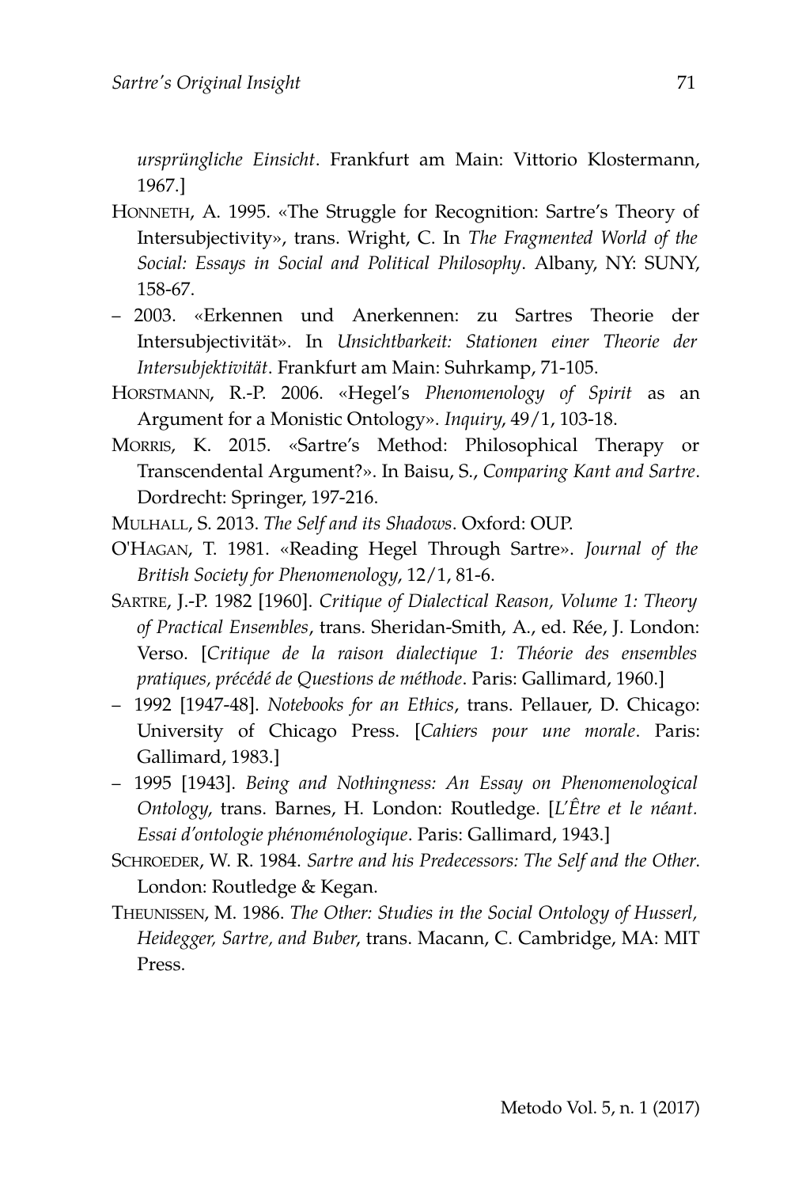*ursprüngliche Einsicht*. Frankfurt am Main: Vittorio Klostermann, 1967.]

HONNETH, A. 1995. «The Struggle for Recognition: Sartre's Theory of Intersubjectivity», trans. Wright, C. In *The Fragmented World of the Social: Essays in Social and Political Philosophy*. Albany, NY: SUNY, 158-67.

– 2003. «Erkennen und Anerkennen: zu Sartres Theorie der Intersubjectivität». In *Unsichtbarkeit: Stationen einer Theorie der Intersubjektivität*. Frankfurt am Main: Suhrkamp, 71-105.

HORSTMANN, R.-P. 2006. «Hegel's *Phenomenology of Spirit* as an Argument for a Monistic Ontology». *Inquiry*, 49/1, 103-18.

MORRIS, K. 2015. «Sartre's Method: Philosophical Therapy or Transcendental Argument?». In Baisu, S., *Comparing Kant and Sartre*. Dordrecht: Springer, 197-216.

MULHALL, S. 2013. *The Self and its Shadows*. Oxford: OUP.

O'HAGAN, T. 1981. «Reading Hegel Through Sartre». *Journal of the British Society for Phenomenology*, 12/1, 81-6.

SARTRE, J.-P. 1982 [1960]. *Critique of Dialectical Reason, Volume 1: Theory of Practical Ensembles*, trans. Sheridan-Smith, A., ed. Rée, J. London: Verso. [*Critique de la raison dialectique 1: Théorie des ensembles pratiques, précédé de Questions de méthode*. Paris: Gallimard, 1960.]

– 1992 [1947-48]. *Notebooks for an Ethics*, trans. Pellauer, D. Chicago: University of Chicago Press. [*Cahiers pour une morale*. Paris: Gallimard, 1983.]

– 1995 [1943]. *Being and Nothingness: An Essay on Phenomenological Ontology*, trans. Barnes, H. London: Routledge. [*L'Être et le néant. Essai d'ontologie phénoménologique*. Paris: Gallimard, 1943.]

SCHROEDER, W. R. 1984. *Sartre and his Predecessors: The Self and the Other*. London: Routledge & Kegan.

THEUNISSEN, M. 1986. *The Other: Studies in the Social Ontology of Husserl, Heidegger, Sartre, and Buber*, trans. Macann, C. Cambridge, MA: MIT Press.